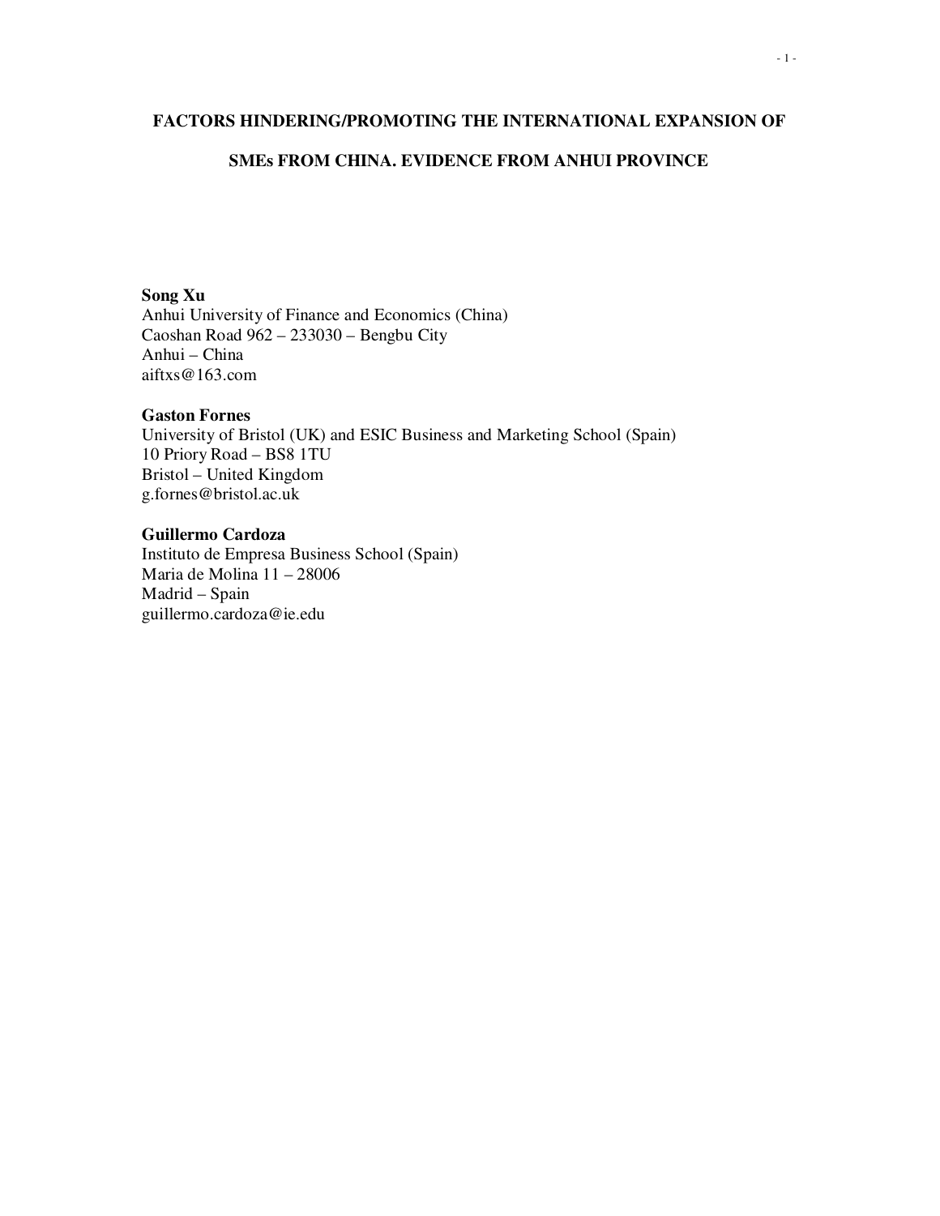# FACTORS HINDERING/PROMOTING THE INTERNATIONAL EXPANSION OF SMEs FROM CHINA. EVIDENCE FROM ANHUI PROVINCE

**Song Xu**
Anhui University of Finance and Economics (China)
Caoshan Road 962 – 233030 – Bengbu City
Anhui – China
aiftxs@163.com

**Gaston Fornes**
University of Bristol (UK) and ESIC Business and Marketing School (Spain)
10 Priory Road – BS8 1TU
Bristol – United Kingdom
g.fornes@bristol.ac.uk

**Guillermo Cardoza**
Instituto de Empresa Business School (Spain)
Maria de Molina 11 – 28006
Madrid – Spain
guillermo.cardoza@ie.edu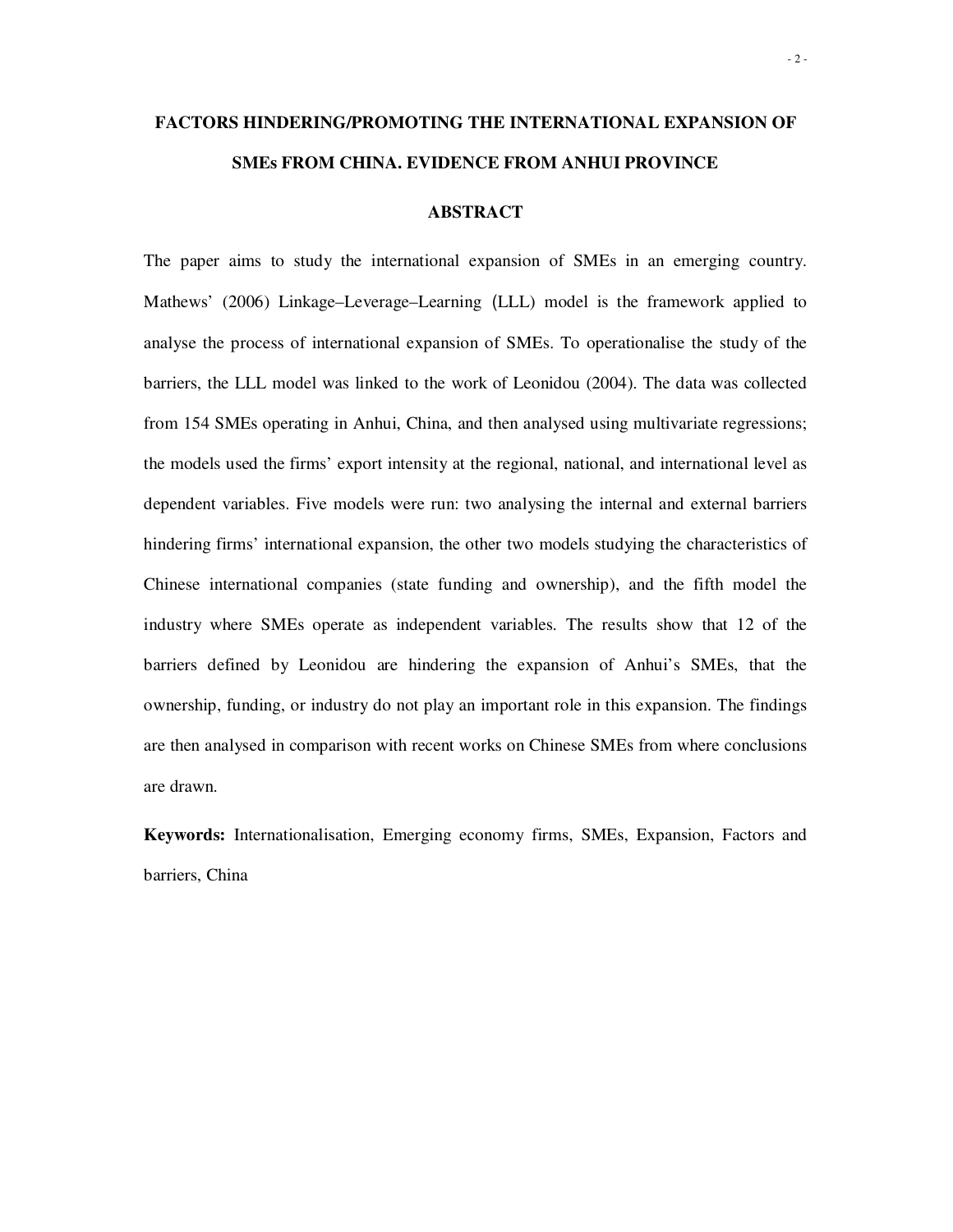# FACTORS HINDERING/PROMOTING THE INTERNATIONAL EXPANSION OF SMEs FROM CHINA. EVIDENCE FROM ANHUI PROVINCE

## ABSTRACT

The paper aims to study the international expansion of SMEs in an emerging country. Mathews' (2006) Linkage–Leverage–Learning (LLL) model is the framework applied to analyse the process of international expansion of SMEs. To operationalise the study of the barriers, the LLL model was linked to the work of Leonidou (2004). The data was collected from 154 SMEs operating in Anhui, China, and then analysed using multivariate regressions; the models used the firms' export intensity at the regional, national, and international level as dependent variables. Five models were run: two analysing the internal and external barriers hindering firms' international expansion, the other two models studying the characteristics of Chinese international companies (state funding and ownership), and the fifth model the industry where SMEs operate as independent variables. The results show that 12 of the barriers defined by Leonidou are hindering the expansion of Anhui's SMEs, that the ownership, funding, or industry do not play an important role in this expansion. The findings are then analysed in comparison with recent works on Chinese SMEs from where conclusions are drawn.

**Keywords:** Internationalisation, Emerging economy firms, SMEs, Expansion, Factors and barriers, China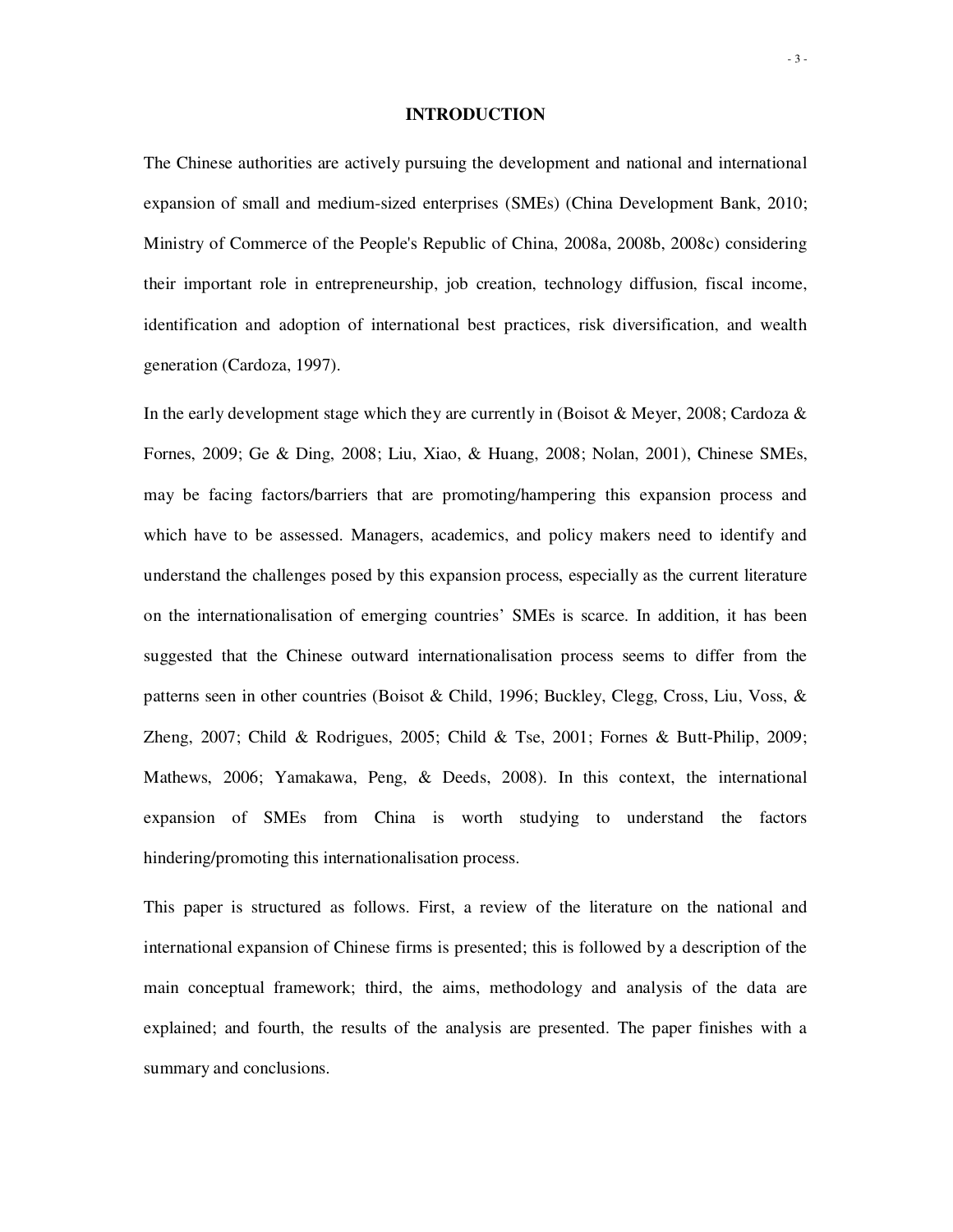## INTRODUCTION

The Chinese authorities are actively pursuing the development and national and international expansion of small and medium-sized enterprises (SMEs) (China Development Bank, 2010; Ministry of Commerce of the People's Republic of China, 2008a, 2008b, 2008c) considering their important role in entrepreneurship, job creation, technology diffusion, fiscal income, identification and adoption of international best practices, risk diversification, and wealth generation (Cardoza, 1997).

In the early development stage which they are currently in (Boisot & Meyer, 2008; Cardoza & Fornes, 2009; Ge & Ding, 2008; Liu, Xiao, & Huang, 2008; Nolan, 2001), Chinese SMEs, may be facing factors/barriers that are promoting/hampering this expansion process and which have to be assessed. Managers, academics, and policy makers need to identify and understand the challenges posed by this expansion process, especially as the current literature on the internationalisation of emerging countries' SMEs is scarce. In addition, it has been suggested that the Chinese outward internationalisation process seems to differ from the patterns seen in other countries (Boisot & Child, 1996; Buckley, Clegg, Cross, Liu, Voss, & Zheng, 2007; Child & Rodrigues, 2005; Child & Tse, 2001; Fornes & Butt-Philip, 2009; Mathews, 2006; Yamakawa, Peng, & Deeds, 2008). In this context, the international expansion of SMEs from China is worth studying to understand the factors hindering/promoting this internationalisation process.

This paper is structured as follows. First, a review of the literature on the national and international expansion of Chinese firms is presented; this is followed by a description of the main conceptual framework; third, the aims, methodology and analysis of the data are explained; and fourth, the results of the analysis are presented. The paper finishes with a summary and conclusions.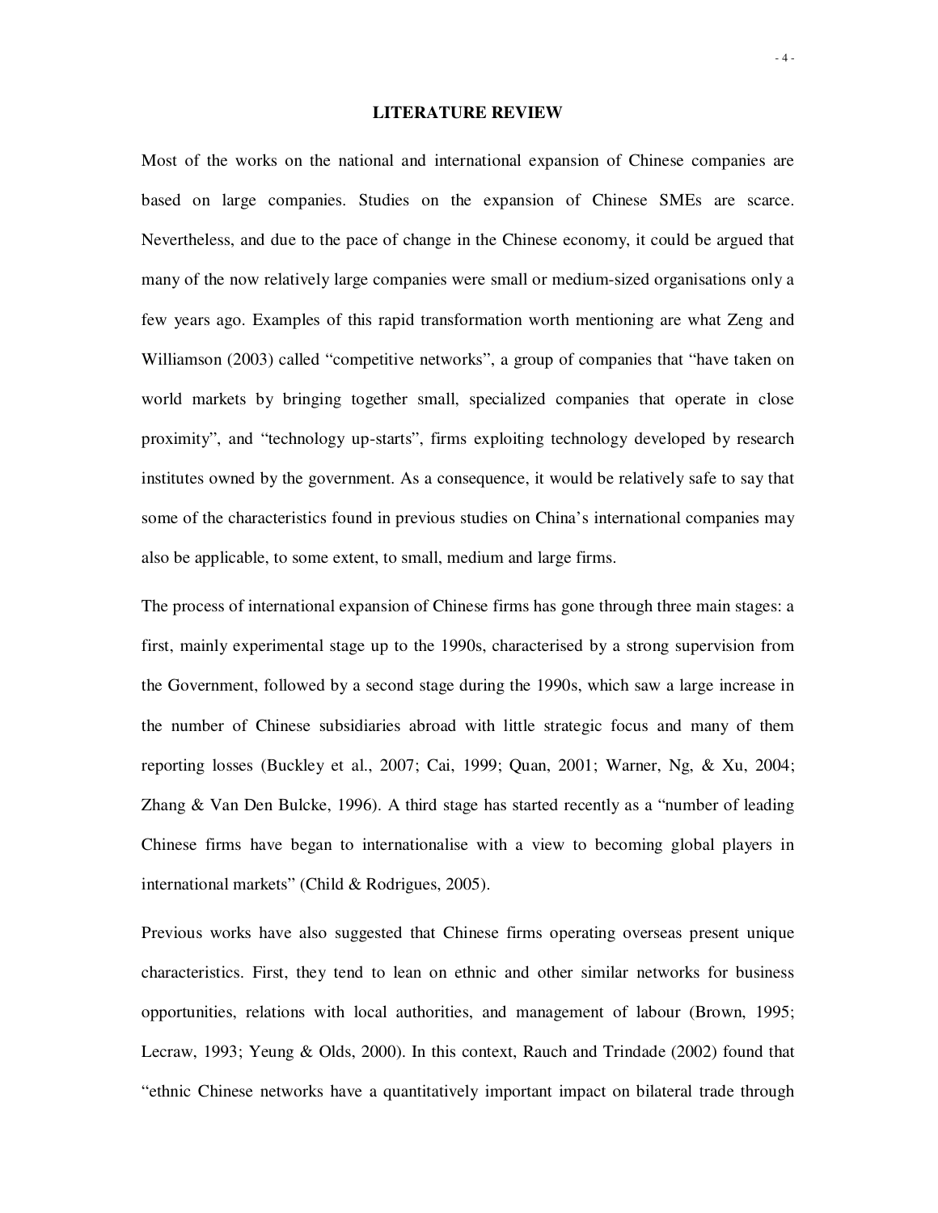# LITERATURE REVIEW

Most of the works on the national and international expansion of Chinese companies are based on large companies. Studies on the expansion of Chinese SMEs are scarce. Nevertheless, and due to the pace of change in the Chinese economy, it could be argued that many of the now relatively large companies were small or medium-sized organisations only a few years ago. Examples of this rapid transformation worth mentioning are what Zeng and Williamson (2003) called "competitive networks", a group of companies that "have taken on world markets by bringing together small, specialized companies that operate in close proximity", and "technology up-starts", firms exploiting technology developed by research institutes owned by the government. As a consequence, it would be relatively safe to say that some of the characteristics found in previous studies on China's international companies may also be applicable, to some extent, to small, medium and large firms.

The process of international expansion of Chinese firms has gone through three main stages: a first, mainly experimental stage up to the 1990s, characterised by a strong supervision from the Government, followed by a second stage during the 1990s, which saw a large increase in the number of Chinese subsidiaries abroad with little strategic focus and many of them reporting losses (Buckley et al., 2007; Cai, 1999; Quan, 2001; Warner, Ng, & Xu, 2004; Zhang & Van Den Bulcke, 1996). A third stage has started recently as a "number of leading Chinese firms have began to internationalise with a view to becoming global players in international markets" (Child & Rodrigues, 2005).

Previous works have also suggested that Chinese firms operating overseas present unique characteristics. First, they tend to lean on ethnic and other similar networks for business opportunities, relations with local authorities, and management of labour (Brown, 1995; Lecraw, 1993; Yeung & Olds, 2000). In this context, Rauch and Trindade (2002) found that "ethnic Chinese networks have a quantitatively important impact on bilateral trade through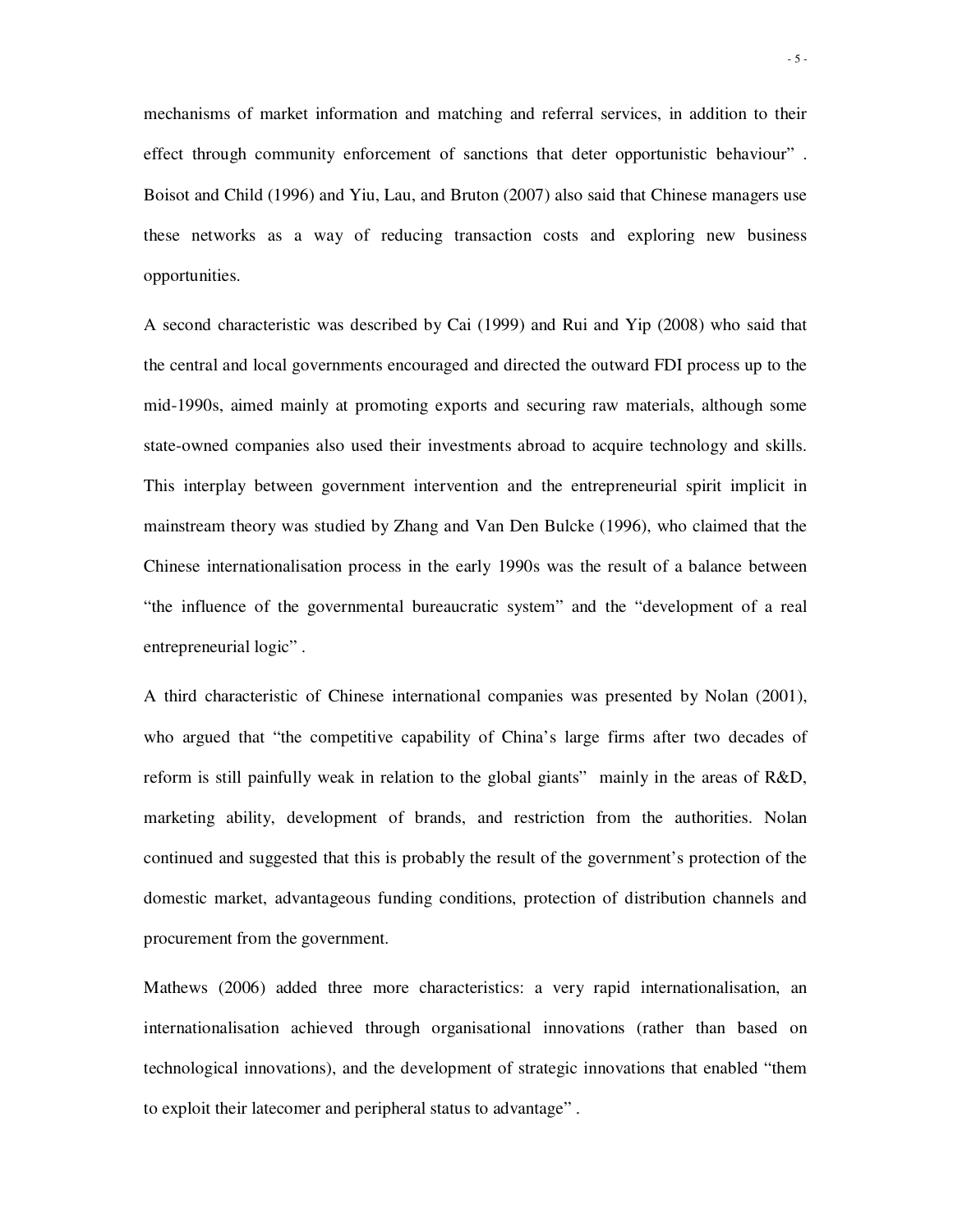mechanisms of market information and matching and referral services, in addition to their effect through community enforcement of sanctions that deter opportunistic behaviour" . Boisot and Child (1996) and Yiu, Lau, and Bruton (2007) also said that Chinese managers use these networks as a way of reducing transaction costs and exploring new business opportunities.

A second characteristic was described by Cai (1999) and Rui and Yip (2008) who said that the central and local governments encouraged and directed the outward FDI process up to the mid-1990s, aimed mainly at promoting exports and securing raw materials, although some state-owned companies also used their investments abroad to acquire technology and skills. This interplay between government intervention and the entrepreneurial spirit implicit in mainstream theory was studied by Zhang and Van Den Bulcke (1996), who claimed that the Chinese internationalisation process in the early 1990s was the result of a balance between "the influence of the governmental bureaucratic system" and the "development of a real entrepreneurial logic" .

A third characteristic of Chinese international companies was presented by Nolan (2001), who argued that "the competitive capability of China's large firms after two decades of reform is still painfully weak in relation to the global giants" mainly in the areas of R&D, marketing ability, development of brands, and restriction from the authorities. Nolan continued and suggested that this is probably the result of the government's protection of the domestic market, advantageous funding conditions, protection of distribution channels and procurement from the government.

Mathews (2006) added three more characteristics: a very rapid internationalisation, an internationalisation achieved through organisational innovations (rather than based on technological innovations), and the development of strategic innovations that enabled "them to exploit their latecomer and peripheral status to advantage" .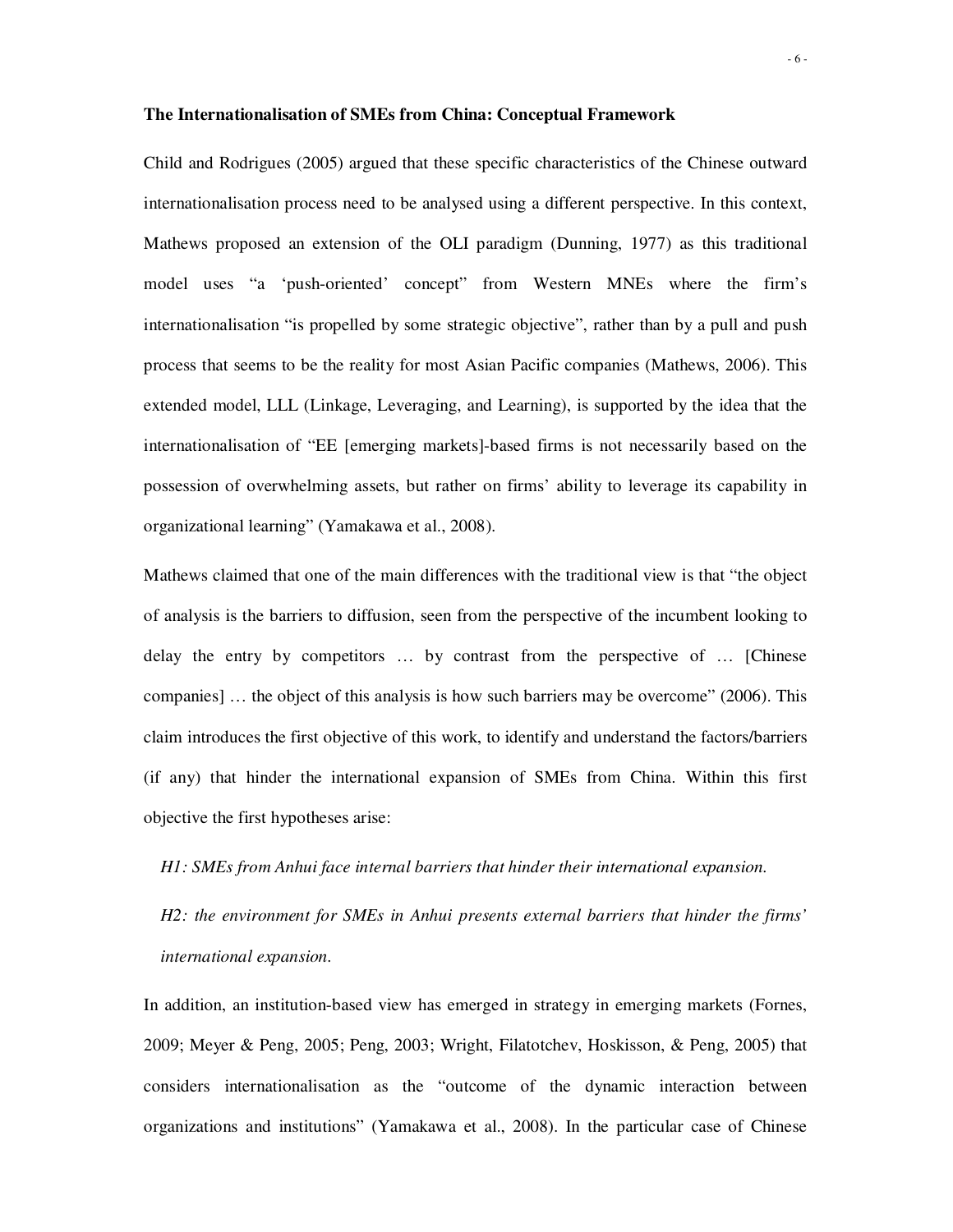**The Internationalisation of SMEs from China: Conceptual Framework**

Child and Rodrigues (2005) argued that these specific characteristics of the Chinese outward internationalisation process need to be analysed using a different perspective. In this context, Mathews proposed an extension of the OLI paradigm (Dunning, 1977) as this traditional model uses "a 'push-oriented' concept" from Western MNEs where the firm's internationalisation "is propelled by some strategic objective", rather than by a pull and push process that seems to be the reality for most Asian Pacific companies (Mathews, 2006). This extended model, LLL (Linkage, Leveraging, and Learning), is supported by the idea that the internationalisation of "EE [emerging markets]-based firms is not necessarily based on the possession of overwhelming assets, but rather on firms' ability to leverage its capability in organizational learning" (Yamakawa et al., 2008).

Mathews claimed that one of the main differences with the traditional view is that "the object of analysis is the barriers to diffusion, seen from the perspective of the incumbent looking to delay the entry by competitors … by contrast from the perspective of … [Chinese companies] … the object of this analysis is how such barriers may be overcome" (2006). This claim introduces the first objective of this work, to identify and understand the factors/barriers (if any) that hinder the international expansion of SMEs from China. Within this first objective the first hypotheses arise:

*H1: SMEs from Anhui face internal barriers that hinder their international expansion.*

*H2: the environment for SMEs in Anhui presents external barriers that hinder the firms' international expansion.*

In addition, an institution-based view has emerged in strategy in emerging markets (Fornes, 2009; Meyer & Peng, 2005; Peng, 2003; Wright, Filatotchev, Hoskisson, & Peng, 2005) that considers internationalisation as the "outcome of the dynamic interaction between organizations and institutions" (Yamakawa et al., 2008). In the particular case of Chinese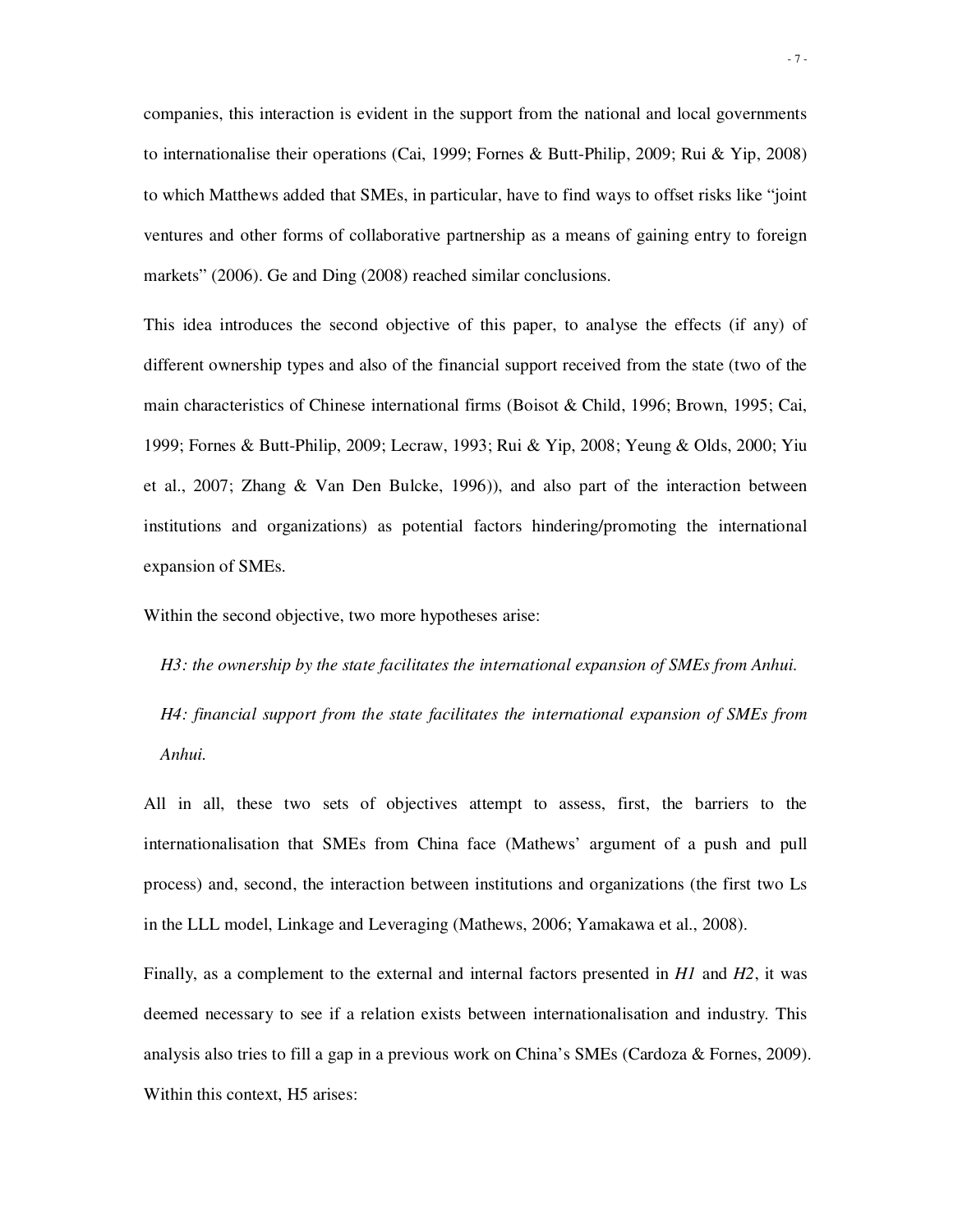companies, this interaction is evident in the support from the national and local governments to internationalise their operations (Cai, 1999; Fornes & Butt-Philip, 2009; Rui & Yip, 2008) to which Matthews added that SMEs, in particular, have to find ways to offset risks like "joint ventures and other forms of collaborative partnership as a means of gaining entry to foreign markets" (2006). Ge and Ding (2008) reached similar conclusions.

This idea introduces the second objective of this paper, to analyse the effects (if any) of different ownership types and also of the financial support received from the state (two of the main characteristics of Chinese international firms (Boisot & Child, 1996; Brown, 1995; Cai, 1999; Fornes & Butt-Philip, 2009; Lecraw, 1993; Rui & Yip, 2008; Yeung & Olds, 2000; Yiu et al., 2007; Zhang & Van Den Bulcke, 1996)), and also part of the interaction between institutions and organizations) as potential factors hindering/promoting the international expansion of SMEs.

Within the second objective, two more hypotheses arise:

*H3: the ownership by the state facilitates the international expansion of SMEs from Anhui.*

*H4: financial support from the state facilitates the international expansion of SMEs from Anhui.*

All in all, these two sets of objectives attempt to assess, first, the barriers to the internationalisation that SMEs from China face (Mathews' argument of a push and pull process) and, second, the interaction between institutions and organizations (the first two Ls in the LLL model, Linkage and Leveraging (Mathews, 2006; Yamakawa et al., 2008).

Finally, as a complement to the external and internal factors presented in *H1* and *H2*, it was deemed necessary to see if a relation exists between internationalisation and industry. This analysis also tries to fill a gap in a previous work on China's SMEs (Cardoza & Fornes, 2009). Within this context, H5 arises: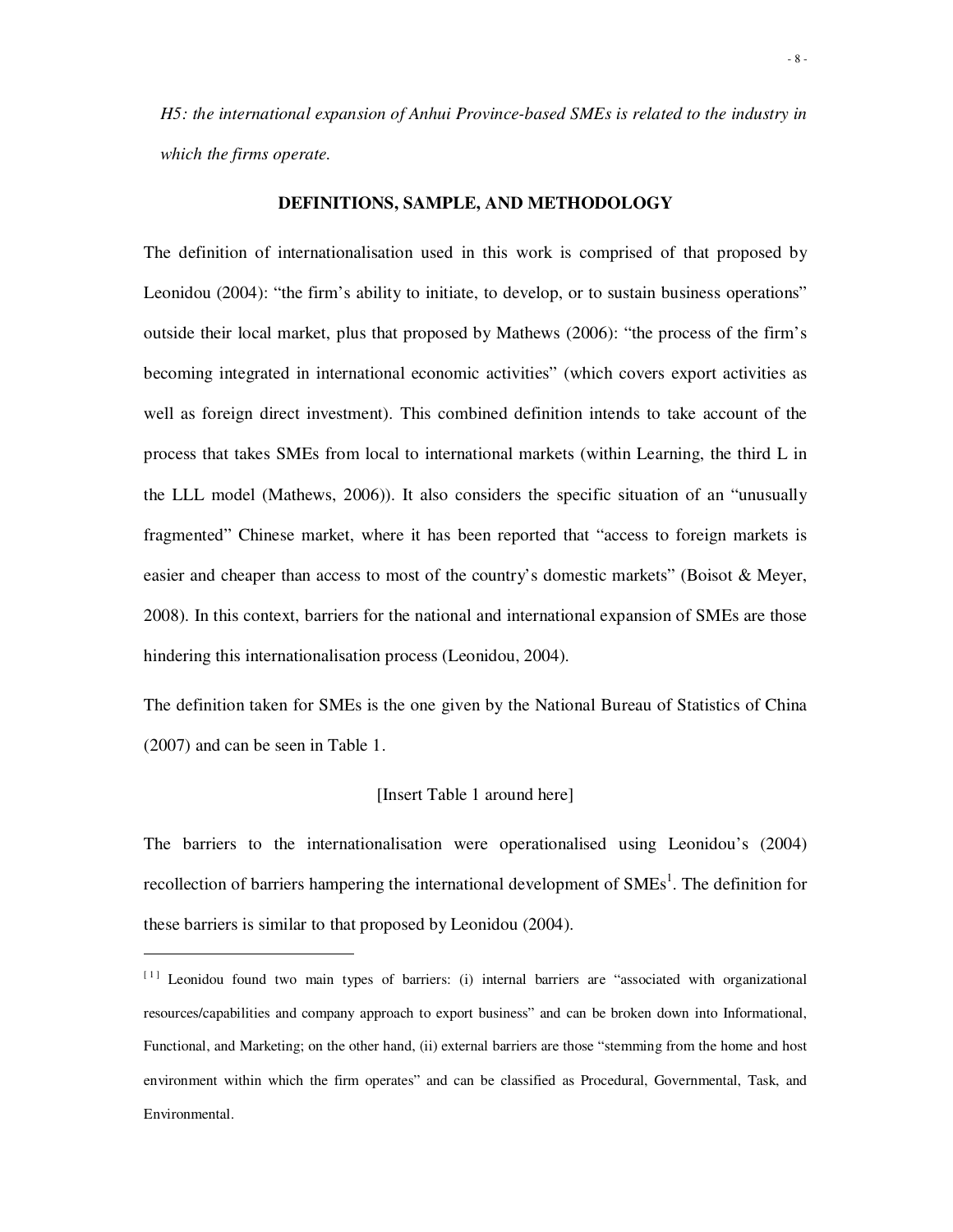*H5: the international expansion of Anhui Province-based SMEs is related to the industry in which the firms operate.*

## DEFINITIONS, SAMPLE, AND METHODOLOGY

The definition of internationalisation used in this work is comprised of that proposed by Leonidou (2004): "the firm's ability to initiate, to develop, or to sustain business operations" outside their local market, plus that proposed by Mathews (2006): "the process of the firm's becoming integrated in international economic activities" (which covers export activities as well as foreign direct investment). This combined definition intends to take account of the process that takes SMEs from local to international markets (within Learning, the third L in the LLL model (Mathews, 2006)). It also considers the specific situation of an "unusually fragmented" Chinese market, where it has been reported that "access to foreign markets is easier and cheaper than access to most of the country's domestic markets" (Boisot & Meyer, 2008). In this context, barriers for the national and international expansion of SMEs are those hindering this internationalisation process (Leonidou, 2004).

The definition taken for SMEs is the one given by the National Bureau of Statistics of China (2007) and can be seen in Table 1.

[Insert Table 1 around here]

The barriers to the internationalisation were operationalised using Leonidou's (2004) recollection of barriers hampering the international development of SMEs[1]. The definition for these barriers is similar to that proposed by Leonidou (2004).

---

[1] Leonidou found two main types of barriers: (i) internal barriers are "associated with organizational resources/capabilities and company approach to export business" and can be broken down into Informational, Functional, and Marketing; on the other hand, (ii) external barriers are those "stemming from the home and host environment within which the firm operates" and can be classified as Procedural, Governmental, Task, and Environmental.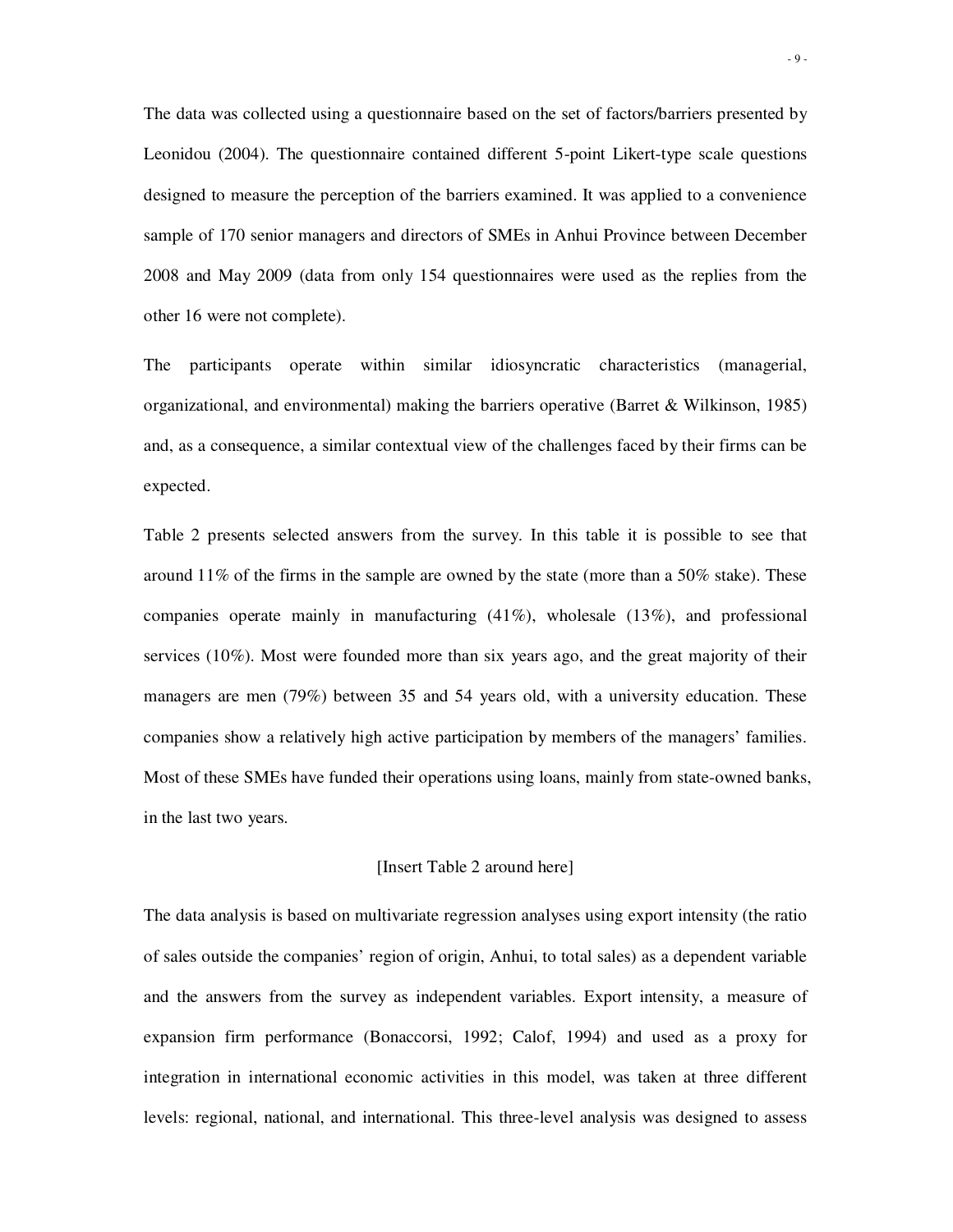The data was collected using a questionnaire based on the set of factors/barriers presented by Leonidou (2004). The questionnaire contained different 5-point Likert-type scale questions designed to measure the perception of the barriers examined. It was applied to a convenience sample of 170 senior managers and directors of SMEs in Anhui Province between December 2008 and May 2009 (data from only 154 questionnaires were used as the replies from the other 16 were not complete).

The participants operate within similar idiosyncratic characteristics (managerial, organizational, and environmental) making the barriers operative (Barret & Wilkinson, 1985) and, as a consequence, a similar contextual view of the challenges faced by their firms can be expected.

Table 2 presents selected answers from the survey. In this table it is possible to see that around 11% of the firms in the sample are owned by the state (more than a 50% stake). These companies operate mainly in manufacturing (41%), wholesale (13%), and professional services (10%). Most were founded more than six years ago, and the great majority of their managers are men (79%) between 35 and 54 years old, with a university education. These companies show a relatively high active participation by members of the managers' families. Most of these SMEs have funded their operations using loans, mainly from state-owned banks, in the last two years.

[Insert Table 2 around here]

The data analysis is based on multivariate regression analyses using export intensity (the ratio of sales outside the companies' region of origin, Anhui, to total sales) as a dependent variable and the answers from the survey as independent variables. Export intensity, a measure of expansion firm performance (Bonaccorsi, 1992; Calof, 1994) and used as a proxy for integration in international economic activities in this model, was taken at three different levels: regional, national, and international. This three-level analysis was designed to assess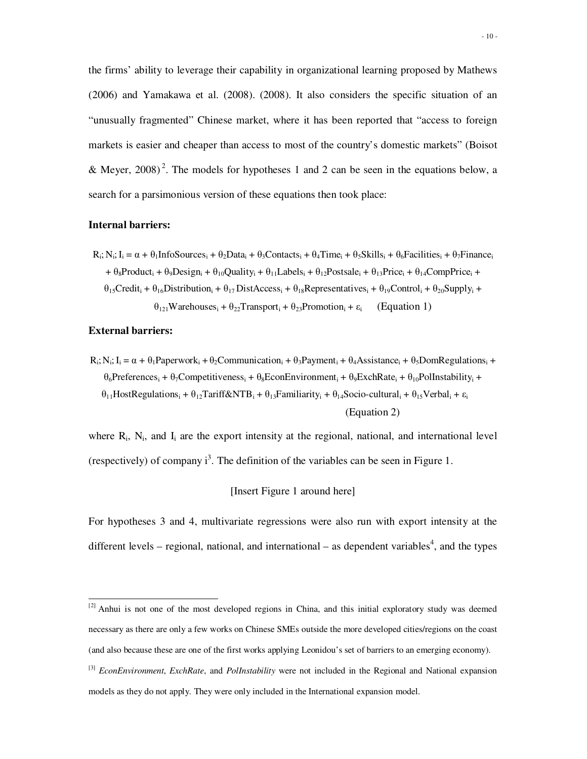the firms' ability to leverage their capability in organizational learning proposed by Mathews (2006) and Yamakawa et al. (2008). (2008). It also considers the specific situation of an "unusually fragmented" Chinese market, where it has been reported that "access to foreign markets is easier and cheaper than access to most of the country's domestic markets" (Boisot & Meyer, 2008)[2]. The models for hypotheses 1 and 2 can be seen in the equations below, a search for a parsimonious version of these equations then took place:

**Internal barriers:**

$$R_i; N_i; I_i = \alpha + \theta_1 InfoSources_i + \theta_2 Data_i + \theta_3 Contacts_i + \theta_4 Time_i + \theta_5 Skills_i + \theta_6 Facilities_i + \theta_7 Finance_i + \theta_8 Product_i + \theta_9 Design_i + \theta_{10} Quality_i + \theta_{11} Labels_i + \theta_{12} Postsale_i + \theta_{13} Price_i + \theta_{14} CompPrice_i + \theta_{15} Credit_i + \theta_{16} Distribution_i + \theta_{17} DistAccess_i + \theta_{18} Representatives_i + \theta_{19} Control_i + \theta_{20} Supply_i + \theta_{121} Warehouses_i + \theta_{22} Transport_i + \theta_{23} Promotion_i + \varepsilon_i \quad \text{(Equation 1)}$$

**External barriers:**

$$R_i; N_i; I_i = \alpha + \theta_1 Paperwork_i + \theta_2 Communication_i + \theta_3 Payment_i + \theta_4 Assistance_i + \theta_5 DomRegulations_i + \theta_6 Preferences_i + \theta_7 Competitiveness_i + \theta_8 EconEnvironment_i + \theta_9 ExchRate_i + \theta_{10} PolInstability_i + \theta_{11} HostRegulations_i + \theta_{12} Tariff\&NTB_i + \theta_{13} Familiarity_i + \theta_{14} Socio\text{-}cultural_i + \theta_{15} Verbal_i + \varepsilon_i \quad \text{(Equation 2)}$$

where $R_i$, $N_i$, and $I_i$ are the export intensity at the regional, national, and international level (respectively) of company i[3]. The definition of the variables can be seen in Figure 1.

[Insert Figure 1 around here]

For hypotheses 3 and 4, multivariate regressions were also run with export intensity at the different levels – regional, national, and international – as dependent variables[4], and the types

---

[2] Anhui is not one of the most developed regions in China, and this initial exploratory study was deemed necessary as there are only a few works on Chinese SMEs outside the more developed cities/regions on the coast (and also because these are one of the first works applying Leonidou's set of barriers to an emerging economy).

[3] *EconEnvironment*, *ExchRate*, and *PolInstability* were not included in the Regional and National expansion models as they do not apply. They were only included in the International expansion model.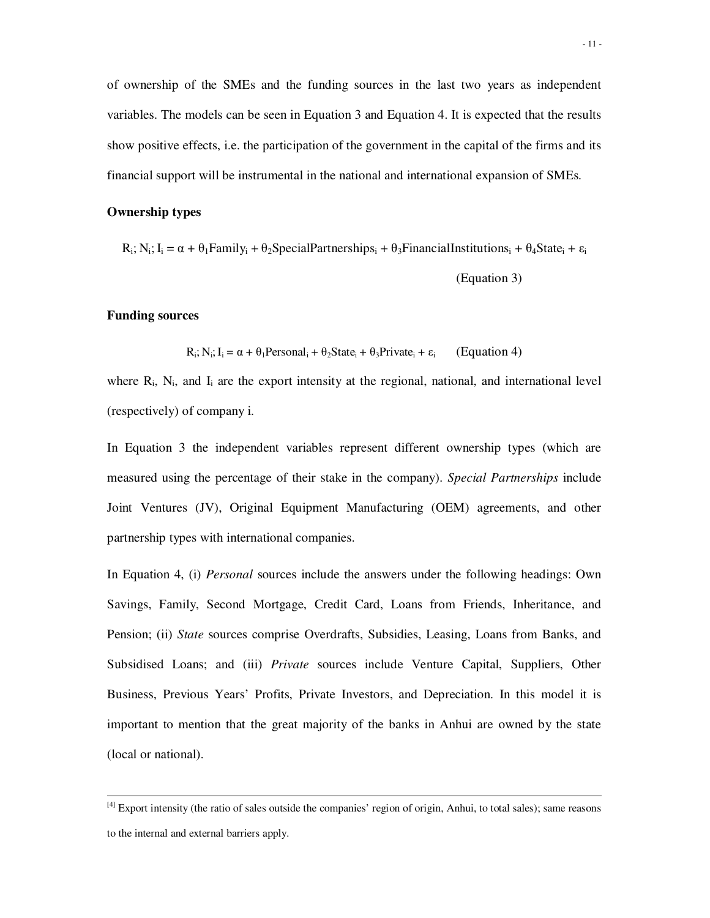of ownership of the SMEs and the funding sources in the last two years as independent variables. The models can be seen in Equation 3 and Equation 4. It is expected that the results show positive effects, i.e. the participation of the government in the capital of the firms and its financial support will be instrumental in the national and international expansion of SMEs.

**Ownership types**

$$R_i; N_i; I_i = \alpha + \theta_1 Family_i + \theta_2 SpecialPartnerships_i + \theta_3 FinancialInstitutions_i + \theta_4 State_i + \varepsilon_i \quad \text{(Equation 3)}$$

**Funding sources**

$$R_i; N_i; I_i = \alpha + \theta_1 Personal_i + \theta_2 State_i + \theta_3 Private_i + \varepsilon_i \quad \text{(Equation 4)}$$

where $R_i$, $N_i$, and $I_i$ are the export intensity at the regional, national, and international level (respectively) of company i.

In Equation 3 the independent variables represent different ownership types (which are measured using the percentage of their stake in the company). *Special Partnerships* include Joint Ventures (JV), Original Equipment Manufacturing (OEM) agreements, and other partnership types with international companies.

In Equation 4, (i) *Personal* sources include the answers under the following headings: Own Savings, Family, Second Mortgage, Credit Card, Loans from Friends, Inheritance, and Pension; (ii) *State* sources comprise Overdrafts, Subsidies, Leasing, Loans from Banks, and Subsidised Loans; and (iii) *Private* sources include Venture Capital, Suppliers, Other Business, Previous Years' Profits, Private Investors, and Depreciation. In this model it is important to mention that the great majority of the banks in Anhui are owned by the state (local or national).

---

[4] Export intensity (the ratio of sales outside the companies' region of origin, Anhui, to total sales); same reasons to the internal and external barriers apply.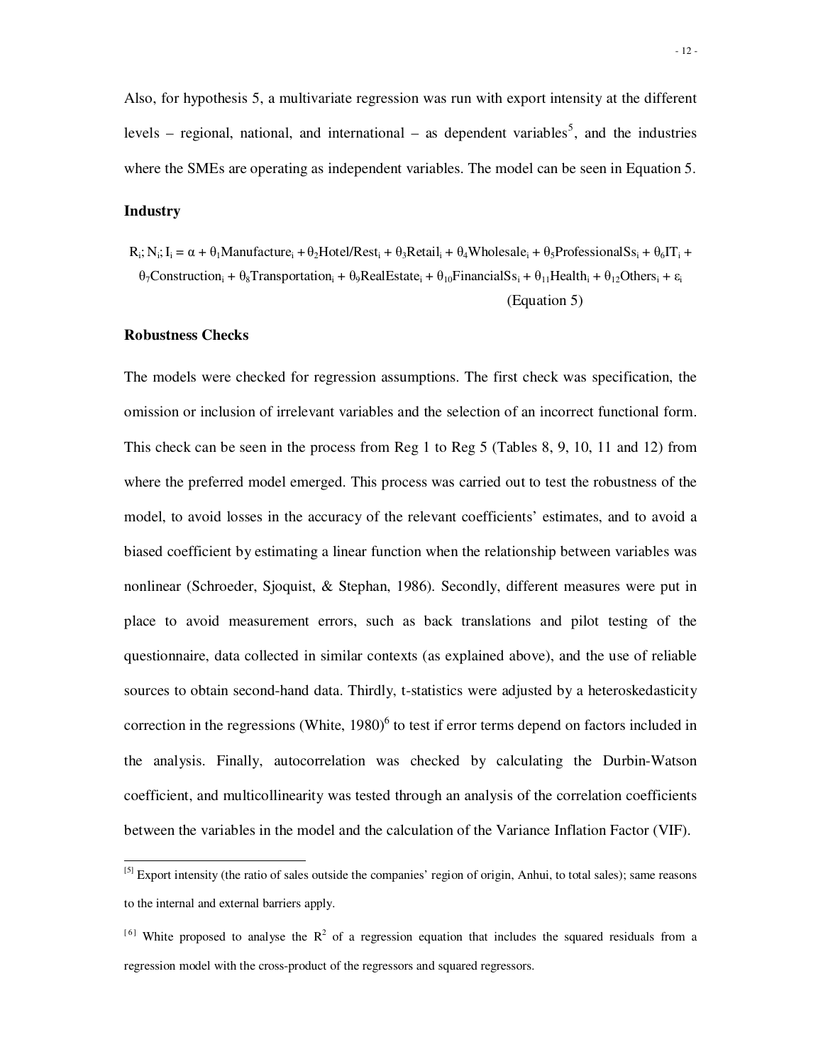Also, for hypothesis 5, a multivariate regression was run with export intensity at the different levels – regional, national, and international – as dependent variables[5], and the industries where the SMEs are operating as independent variables. The model can be seen in Equation 5.

### Industry

$$R_i; N_i; I_i = \alpha + \theta_1 Manufacture_i + \theta_2 Hotel/Rest_i + \theta_3 Retail_i + \theta_4 Wholesale_i + \theta_5 ProfessionalSs_i + \theta_6 IT_i + \theta_7 Construction_i + \theta_8 Transportation_i + \theta_9 RealEstate_i + \theta_{10} FinancialSs_i + \theta_{11} Health_i + \theta_{12} Others_i + \varepsilon_i$$

(Equation 5)

### Robustness Checks

The models were checked for regression assumptions. The first check was specification, the omission or inclusion of irrelevant variables and the selection of an incorrect functional form. This check can be seen in the process from Reg 1 to Reg 5 (Tables 8, 9, 10, 11 and 12) from where the preferred model emerged. This process was carried out to test the robustness of the model, to avoid losses in the accuracy of the relevant coefficients' estimates, and to avoid a biased coefficient by estimating a linear function when the relationship between variables was nonlinear (Schroeder, Sjoquist, & Stephan, 1986). Secondly, different measures were put in place to avoid measurement errors, such as back translations and pilot testing of the questionnaire, data collected in similar contexts (as explained above), and the use of reliable sources to obtain second-hand data. Thirdly, t-statistics were adjusted by a heteroskedasticity correction in the regressions (White, 1980)[6] to test if error terms depend on factors included in the analysis. Finally, autocorrelation was checked by calculating the Durbin-Watson coefficient, and multicollinearity was tested through an analysis of the correlation coefficients between the variables in the model and the calculation of the Variance Inflation Factor (VIF).

---

[5] Export intensity (the ratio of sales outside the companies' region of origin, Anhui, to total sales); same reasons to the internal and external barriers apply.

[6] White proposed to analyse the $R^2$ of a regression equation that includes the squared residuals from a regression model with the cross-product of the regressors and squared regressors.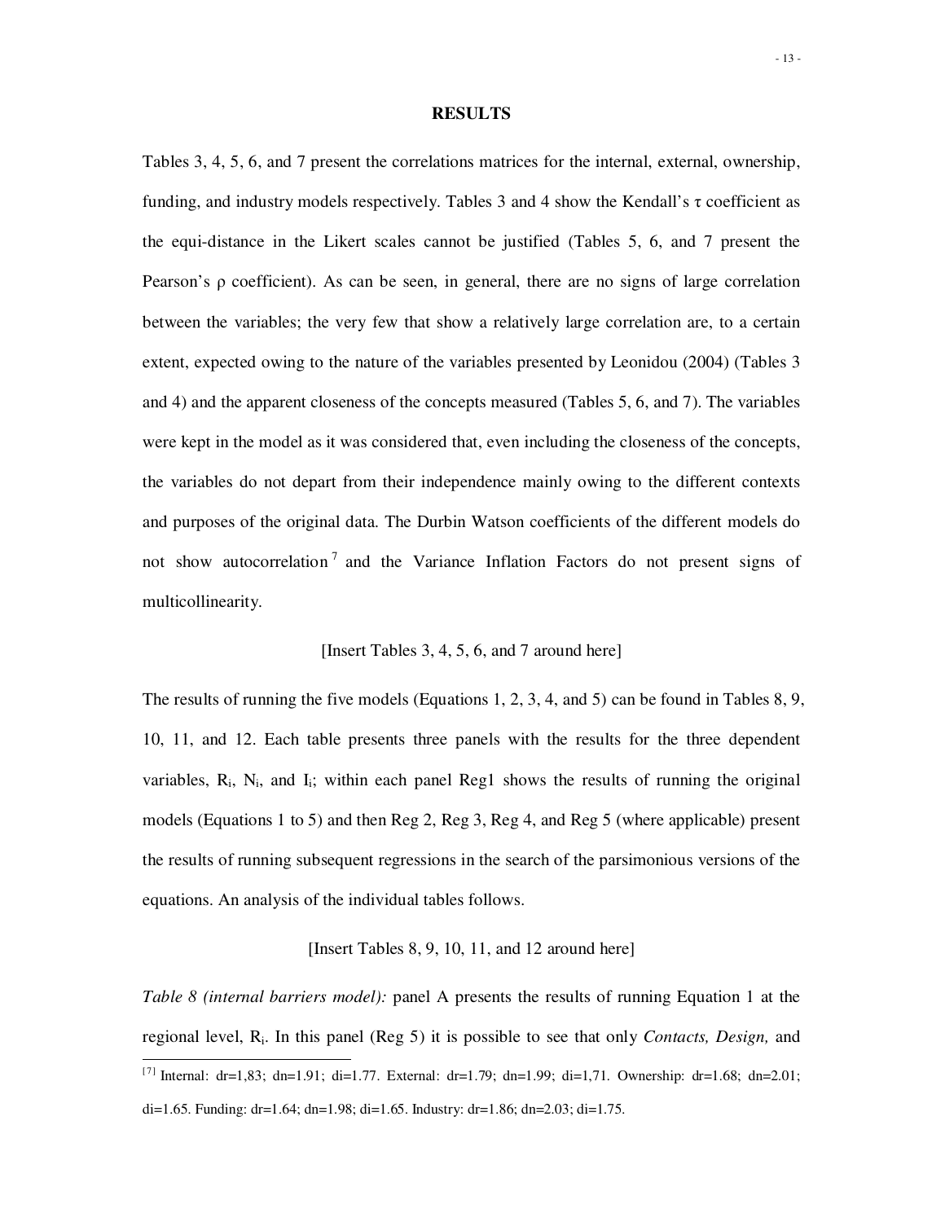# RESULTS

Tables 3, 4, 5, 6, and 7 present the correlations matrices for the internal, external, ownership, funding, and industry models respectively. Tables 3 and 4 show the Kendall's τ coefficient as the equi-distance in the Likert scales cannot be justified (Tables 5, 6, and 7 present the Pearson's ρ coefficient). As can be seen, in general, there are no signs of large correlation between the variables; the very few that show a relatively large correlation are, to a certain extent, expected owing to the nature of the variables presented by Leonidou (2004) (Tables 3 and 4) and the apparent closeness of the concepts measured (Tables 5, 6, and 7). The variables were kept in the model as it was considered that, even including the closeness of the concepts, the variables do not depart from their independence mainly owing to the different contexts and purposes of the original data. The Durbin Watson coefficients of the different models do not show autocorrelation [7] and the Variance Inflation Factors do not present signs of multicollinearity.

[Insert Tables 3, 4, 5, 6, and 7 around here]

The results of running the five models (Equations 1, 2, 3, 4, and 5) can be found in Tables 8, 9, 10, 11, and 12. Each table presents three panels with the results for the three dependent variables, $R_i$, $N_i$, and $I_i$; within each panel Reg1 shows the results of running the original models (Equations 1 to 5) and then Reg 2, Reg 3, Reg 4, and Reg 5 (where applicable) present the results of running subsequent regressions in the search of the parsimonious versions of the equations. An analysis of the individual tables follows.

[Insert Tables 8, 9, 10, 11, and 12 around here]

*Table 8 (internal barriers model):* panel A presents the results of running Equation 1 at the regional level, $R_i$. In this panel (Reg 5) it is possible to see that only *Contacts, Design,* and

---

[7] Internal: dr=1,83; dn=1.91; di=1.77. External: dr=1.79; dn=1.99; di=1,71. Ownership: dr=1.68; dn=2.01; di=1.65. Funding: dr=1.64; dn=1.98; di=1.65. Industry: dr=1.86; dn=2.03; di=1.75.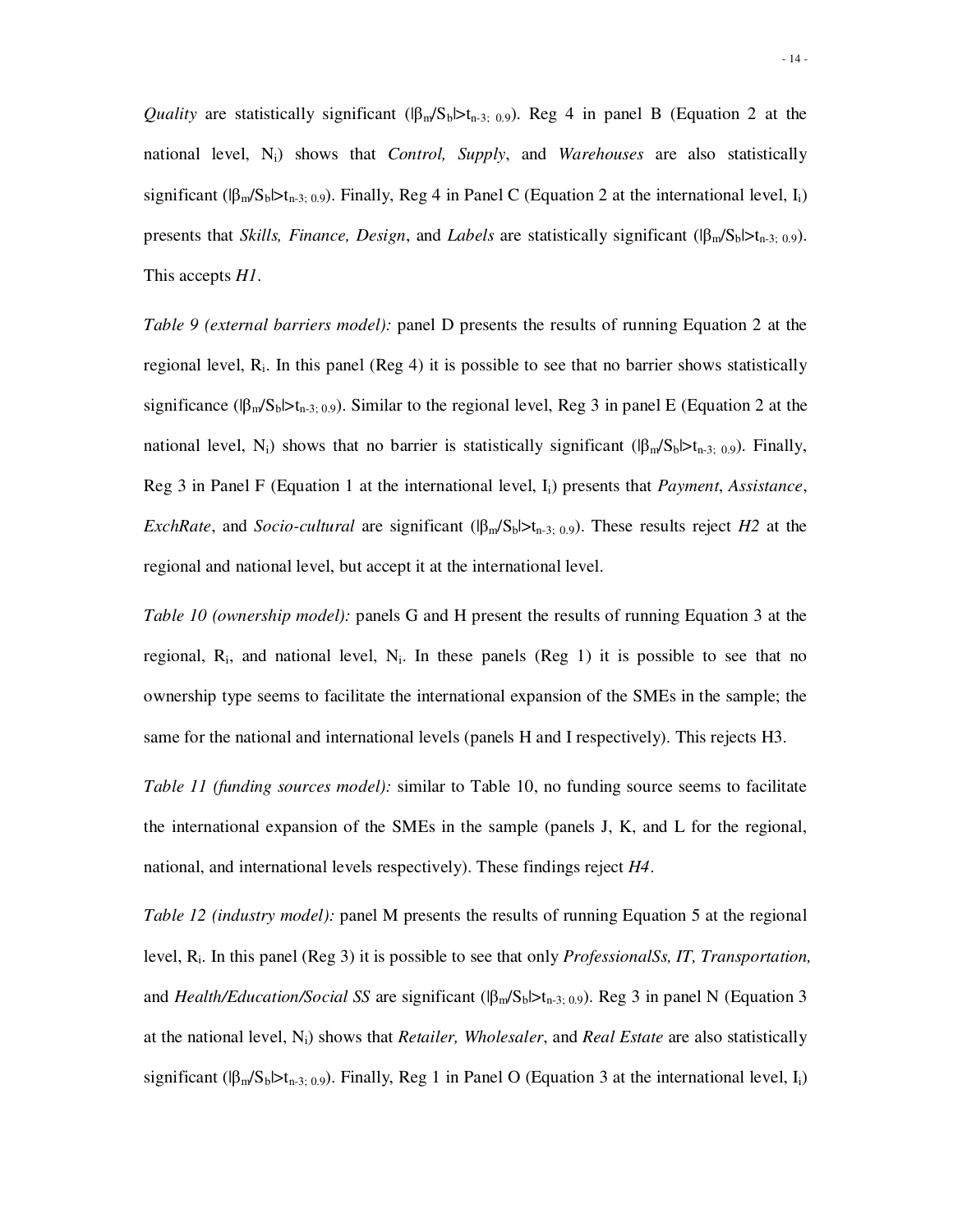*Quality* are statistically significant ($|\beta_m/S_b|>t_{n-3;\ 0.9}$). Reg 4 in panel B (Equation 2 at the national level, $N_i$) shows that *Control, Supply*, and *Warehouses* are also statistically significant ($|\beta_m/S_b|>t_{n-3;\ 0.9}$). Finally, Reg 4 in Panel C (Equation 2 at the international level, $I_i$) presents that *Skills, Finance, Design*, and *Labels* are statistically significant ($|\beta_m/S_b|>t_{n-3;\ 0.9}$). This accepts *H1*.

*Table 9 (external barriers model):* panel D presents the results of running Equation 2 at the regional level, $R_i$. In this panel (Reg 4) it is possible to see that no barrier shows statistically significance ($|\beta_m/S_b|>t_{n-3;\ 0.9}$). Similar to the regional level, Reg 3 in panel E (Equation 2 at the national level, $N_i$) shows that no barrier is statistically significant ($|\beta_m/S_b|>t_{n-3;\ 0.9}$). Finally, Reg 3 in Panel F (Equation 1 at the international level, $I_i$) presents that *Payment*, *Assistance*, *ExchRate*, and *Socio-cultural* are significant ($|\beta_m/S_b|>t_{n-3;\ 0.9}$). These results reject *H2* at the regional and national level, but accept it at the international level.

*Table 10 (ownership model):* panels G and H present the results of running Equation 3 at the regional, $R_i$, and national level, $N_i$. In these panels (Reg 1) it is possible to see that no ownership type seems to facilitate the international expansion of the SMEs in the sample; the same for the national and international levels (panels H and I respectively). This rejects H3.

*Table 11 (funding sources model):* similar to Table 10, no funding source seems to facilitate the international expansion of the SMEs in the sample (panels J, K, and L for the regional, national, and international levels respectively). These findings reject *H4*.

*Table 12 (industry model):* panel M presents the results of running Equation 5 at the regional level, $R_i$. In this panel (Reg 3) it is possible to see that only *ProfessionalSs, IT, Transportation,* and *Health/Education/Social SS* are significant ($|\beta_m/S_b|>t_{n-3;\ 0.9}$). Reg 3 in panel N (Equation 3 at the national level, $N_i$) shows that *Retailer, Wholesaler*, and *Real Estate* are also statistically significant ($|\beta_m/S_b|>t_{n-3;\ 0.9}$). Finally, Reg 1 in Panel O (Equation 3 at the international level, $I_i$)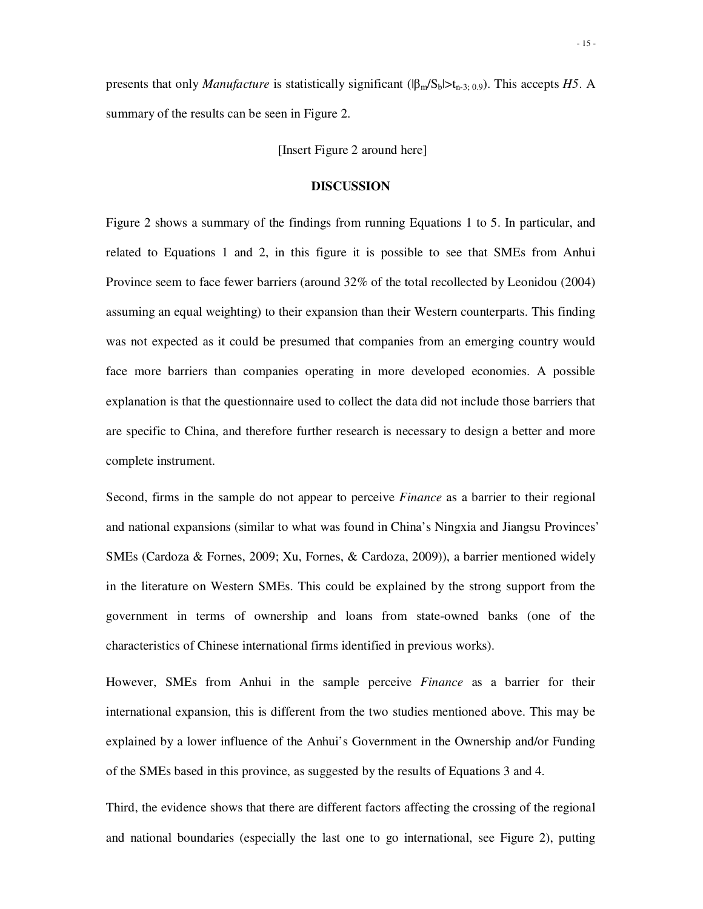presents that only *Manufacture* is statistically significant ($|\beta_m/S_b|>t_{n-3;\ 0.9}$). This accepts *H5*. A summary of the results can be seen in Figure 2.

[Insert Figure 2 around here]

## DISCUSSION

Figure 2 shows a summary of the findings from running Equations 1 to 5. In particular, and related to Equations 1 and 2, in this figure it is possible to see that SMEs from Anhui Province seem to face fewer barriers (around 32% of the total recollected by Leonidou (2004) assuming an equal weighting) to their expansion than their Western counterparts. This finding was not expected as it could be presumed that companies from an emerging country would face more barriers than companies operating in more developed economies. A possible explanation is that the questionnaire used to collect the data did not include those barriers that are specific to China, and therefore further research is necessary to design a better and more complete instrument.

Second, firms in the sample do not appear to perceive *Finance* as a barrier to their regional and national expansions (similar to what was found in China's Ningxia and Jiangsu Provinces' SMEs (Cardoza & Fornes, 2009; Xu, Fornes, & Cardoza, 2009)), a barrier mentioned widely in the literature on Western SMEs. This could be explained by the strong support from the government in terms of ownership and loans from state-owned banks (one of the characteristics of Chinese international firms identified in previous works).

However, SMEs from Anhui in the sample perceive *Finance* as a barrier for their international expansion, this is different from the two studies mentioned above. This may be explained by a lower influence of the Anhui's Government in the Ownership and/or Funding of the SMEs based in this province, as suggested by the results of Equations 3 and 4.

Third, the evidence shows that there are different factors affecting the crossing of the regional and national boundaries (especially the last one to go international, see Figure 2), putting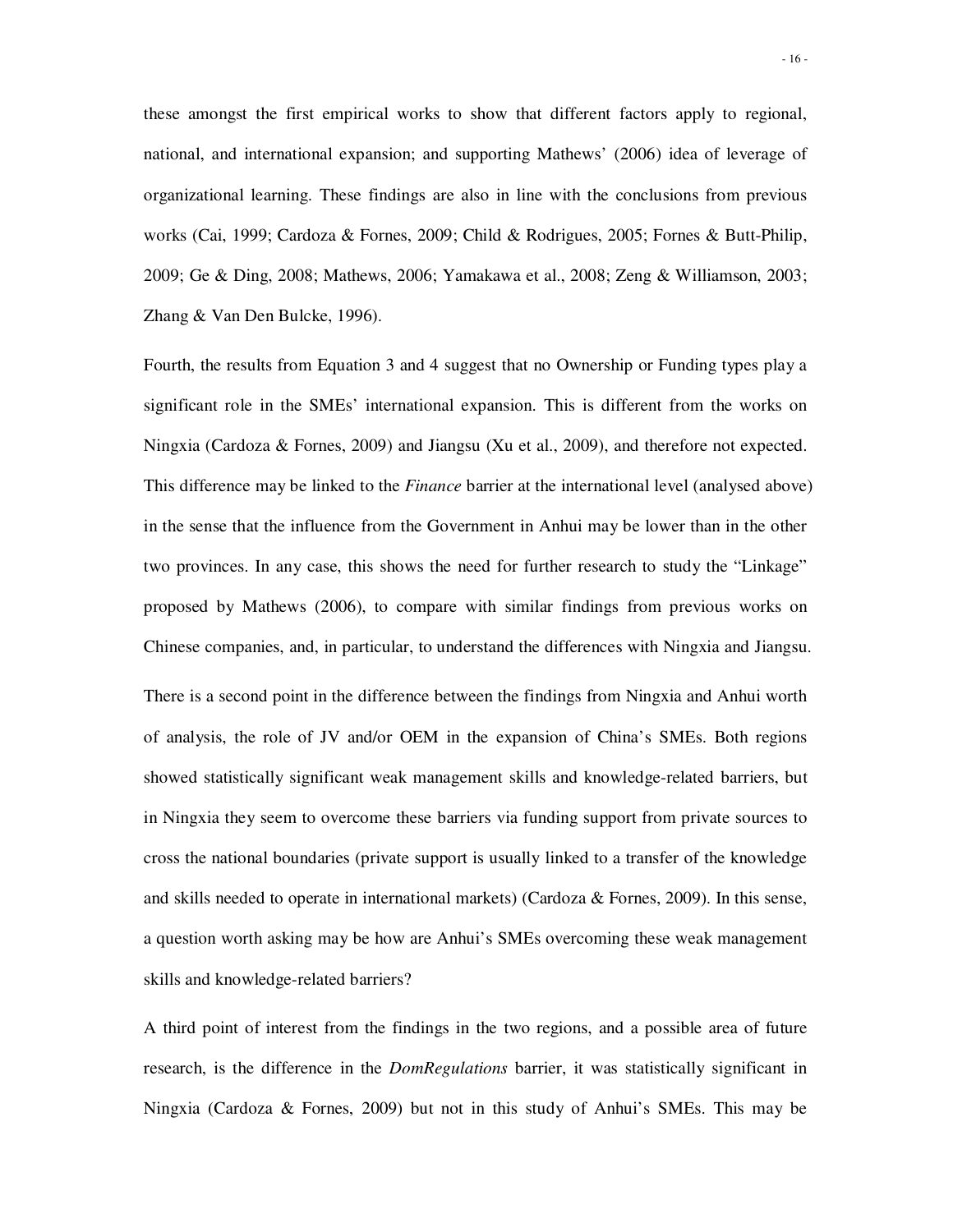these amongst the first empirical works to show that different factors apply to regional, national, and international expansion; and supporting Mathews' (2006) idea of leverage of organizational learning. These findings are also in line with the conclusions from previous works (Cai, 1999; Cardoza & Fornes, 2009; Child & Rodrigues, 2005; Fornes & Butt-Philip, 2009; Ge & Ding, 2008; Mathews, 2006; Yamakawa et al., 2008; Zeng & Williamson, 2003; Zhang & Van Den Bulcke, 1996).

Fourth, the results from Equation 3 and 4 suggest that no Ownership or Funding types play a significant role in the SMEs' international expansion. This is different from the works on Ningxia (Cardoza & Fornes, 2009) and Jiangsu (Xu et al., 2009), and therefore not expected. This difference may be linked to the *Finance* barrier at the international level (analysed above) in the sense that the influence from the Government in Anhui may be lower than in the other two provinces. In any case, this shows the need for further research to study the "Linkage" proposed by Mathews (2006), to compare with similar findings from previous works on Chinese companies, and, in particular, to understand the differences with Ningxia and Jiangsu.

There is a second point in the difference between the findings from Ningxia and Anhui worth of analysis, the role of JV and/or OEM in the expansion of China's SMEs. Both regions showed statistically significant weak management skills and knowledge-related barriers, but in Ningxia they seem to overcome these barriers via funding support from private sources to cross the national boundaries (private support is usually linked to a transfer of the knowledge and skills needed to operate in international markets) (Cardoza & Fornes, 2009). In this sense, a question worth asking may be how are Anhui's SMEs overcoming these weak management skills and knowledge-related barriers?

A third point of interest from the findings in the two regions, and a possible area of future research, is the difference in the *DomRegulations* barrier, it was statistically significant in Ningxia (Cardoza & Fornes, 2009) but not in this study of Anhui's SMEs. This may be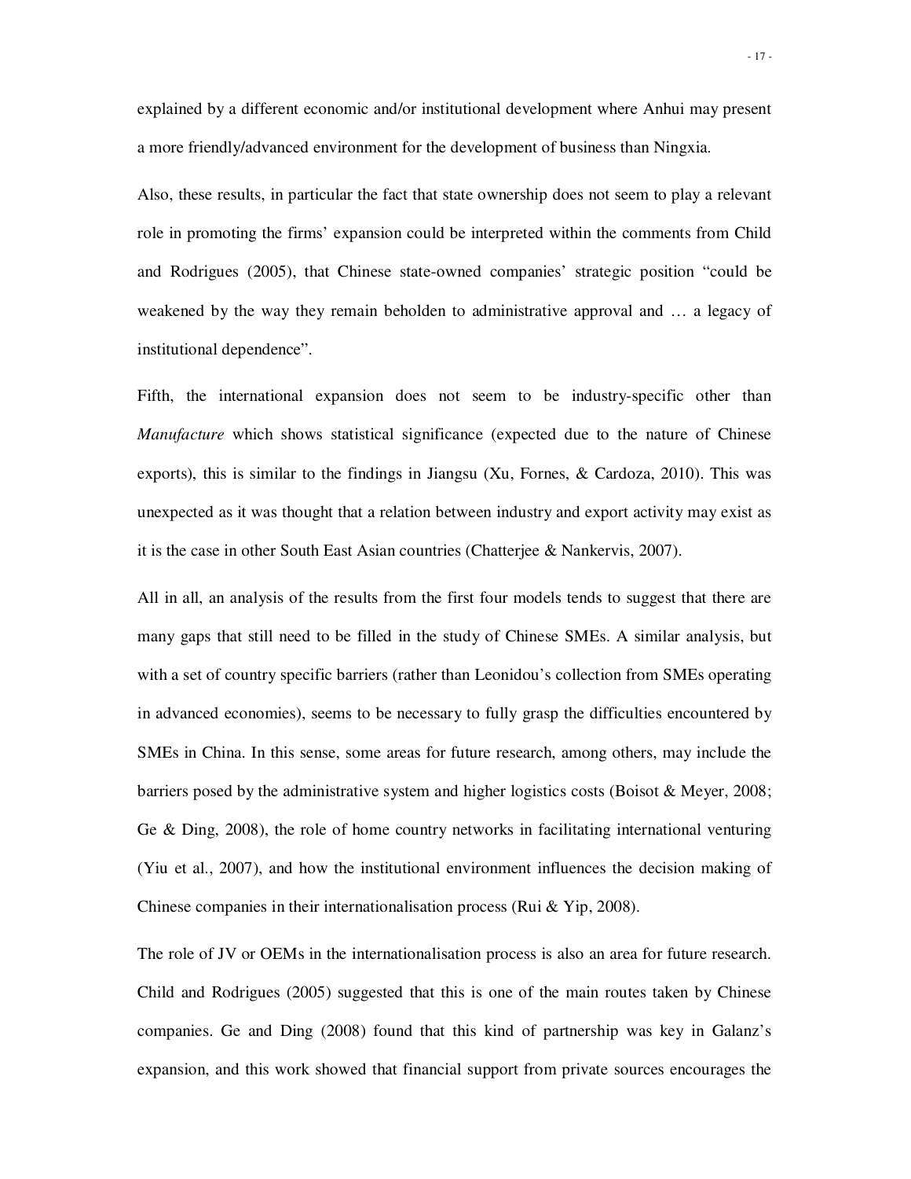explained by a different economic and/or institutional development where Anhui may present a more friendly/advanced environment for the development of business than Ningxia.

Also, these results, in particular the fact that state ownership does not seem to play a relevant role in promoting the firms' expansion could be interpreted within the comments from Child and Rodrigues (2005), that Chinese state-owned companies' strategic position "could be weakened by the way they remain beholden to administrative approval and … a legacy of institutional dependence".

Fifth, the international expansion does not seem to be industry-specific other than *Manufacture* which shows statistical significance (expected due to the nature of Chinese exports), this is similar to the findings in Jiangsu (Xu, Fornes, & Cardoza, 2010). This was unexpected as it was thought that a relation between industry and export activity may exist as it is the case in other South East Asian countries (Chatterjee & Nankervis, 2007).

All in all, an analysis of the results from the first four models tends to suggest that there are many gaps that still need to be filled in the study of Chinese SMEs. A similar analysis, but with a set of country specific barriers (rather than Leonidou's collection from SMEs operating in advanced economies), seems to be necessary to fully grasp the difficulties encountered by SMEs in China. In this sense, some areas for future research, among others, may include the barriers posed by the administrative system and higher logistics costs (Boisot & Meyer, 2008; Ge & Ding, 2008), the role of home country networks in facilitating international venturing (Yiu et al., 2007), and how the institutional environment influences the decision making of Chinese companies in their internationalisation process (Rui & Yip, 2008).

The role of JV or OEMs in the internationalisation process is also an area for future research. Child and Rodrigues (2005) suggested that this is one of the main routes taken by Chinese companies. Ge and Ding (2008) found that this kind of partnership was key in Galanz's expansion, and this work showed that financial support from private sources encourages the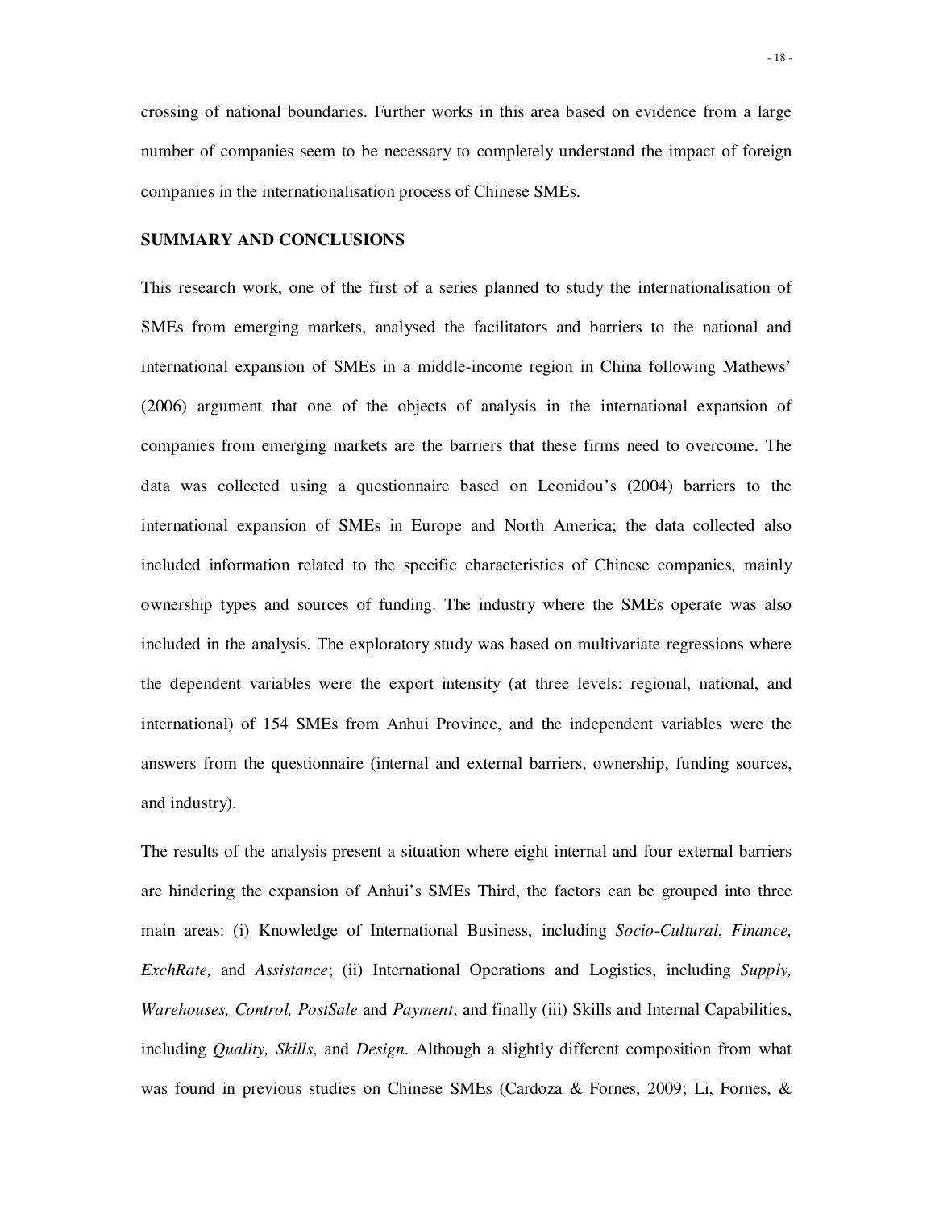crossing of national boundaries. Further works in this area based on evidence from a large number of companies seem to be necessary to completely understand the impact of foreign companies in the internationalisation process of Chinese SMEs.

## SUMMARY AND CONCLUSIONS

This research work, one of the first of a series planned to study the internationalisation of SMEs from emerging markets, analysed the facilitators and barriers to the national and international expansion of SMEs in a middle-income region in China following Mathews' (2006) argument that one of the objects of analysis in the international expansion of companies from emerging markets are the barriers that these firms need to overcome. The data was collected using a questionnaire based on Leonidou's (2004) barriers to the international expansion of SMEs in Europe and North America; the data collected also included information related to the specific characteristics of Chinese companies, mainly ownership types and sources of funding. The industry where the SMEs operate was also included in the analysis. The exploratory study was based on multivariate regressions where the dependent variables were the export intensity (at three levels: regional, national, and international) of 154 SMEs from Anhui Province, and the independent variables were the answers from the questionnaire (internal and external barriers, ownership, funding sources, and industry).

The results of the analysis present a situation where eight internal and four external barriers are hindering the expansion of Anhui's SMEs Third, the factors can be grouped into three main areas: (i) Knowledge of International Business, including *Socio-Cultural*, *Finance, ExchRate,* and *Assistance*; (ii) International Operations and Logistics, including *Supply, Warehouses, Control, PostSale* and *Payment*; and finally (iii) Skills and Internal Capabilities, including *Quality, Skills*, and *Design*. Although a slightly different composition from what was found in previous studies on Chinese SMEs (Cardoza & Fornes, 2009; Li, Fornes, &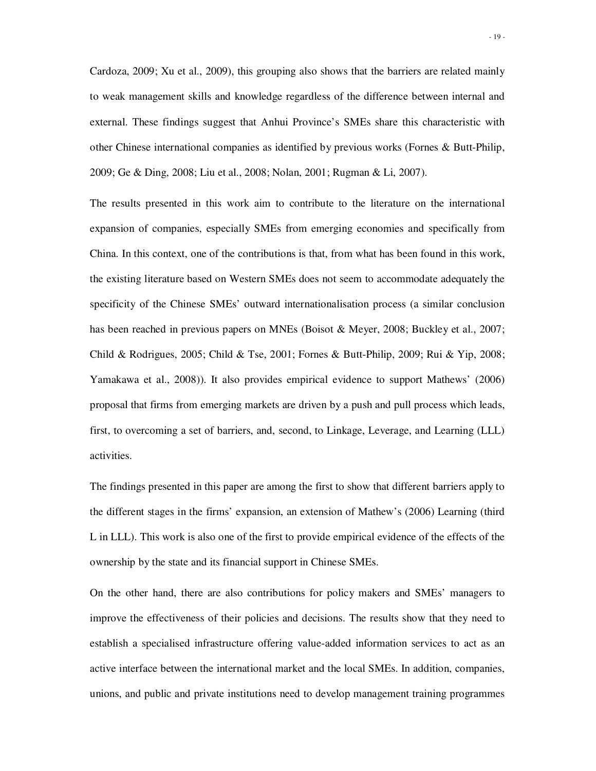Cardoza, 2009; Xu et al., 2009), this grouping also shows that the barriers are related mainly to weak management skills and knowledge regardless of the difference between internal and external. These findings suggest that Anhui Province's SMEs share this characteristic with other Chinese international companies as identified by previous works (Fornes & Butt-Philip, 2009; Ge & Ding, 2008; Liu et al., 2008; Nolan, 2001; Rugman & Li, 2007).

The results presented in this work aim to contribute to the literature on the international expansion of companies, especially SMEs from emerging economies and specifically from China. In this context, one of the contributions is that, from what has been found in this work, the existing literature based on Western SMEs does not seem to accommodate adequately the specificity of the Chinese SMEs' outward internationalisation process (a similar conclusion has been reached in previous papers on MNEs (Boisot & Meyer, 2008; Buckley et al., 2007; Child & Rodrigues, 2005; Child & Tse, 2001; Fornes & Butt-Philip, 2009; Rui & Yip, 2008; Yamakawa et al., 2008)). It also provides empirical evidence to support Mathews' (2006) proposal that firms from emerging markets are driven by a push and pull process which leads, first, to overcoming a set of barriers, and, second, to Linkage, Leverage, and Learning (LLL) activities.

The findings presented in this paper are among the first to show that different barriers apply to the different stages in the firms' expansion, an extension of Mathew's (2006) Learning (third L in LLL). This work is also one of the first to provide empirical evidence of the effects of the ownership by the state and its financial support in Chinese SMEs.

On the other hand, there are also contributions for policy makers and SMEs' managers to improve the effectiveness of their policies and decisions. The results show that they need to establish a specialised infrastructure offering value-added information services to act as an active interface between the international market and the local SMEs. In addition, companies, unions, and public and private institutions need to develop management training programmes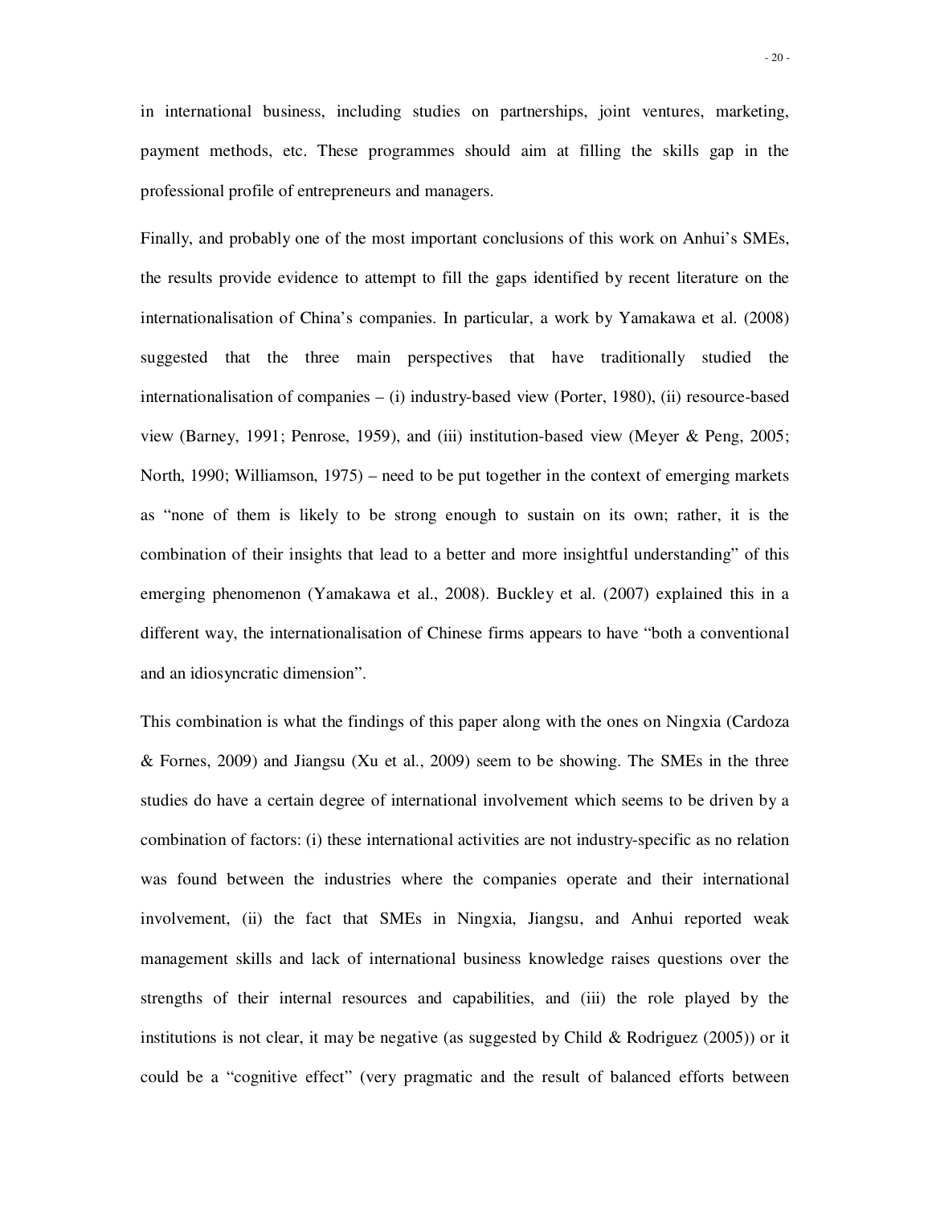in international business, including studies on partnerships, joint ventures, marketing, payment methods, etc. These programmes should aim at filling the skills gap in the professional profile of entrepreneurs and managers.

Finally, and probably one of the most important conclusions of this work on Anhui's SMEs, the results provide evidence to attempt to fill the gaps identified by recent literature on the internationalisation of China's companies. In particular, a work by Yamakawa et al. (2008) suggested that the three main perspectives that have traditionally studied the internationalisation of companies – (i) industry-based view (Porter, 1980), (ii) resource-based view (Barney, 1991; Penrose, 1959), and (iii) institution-based view (Meyer & Peng, 2005; North, 1990; Williamson, 1975) – need to be put together in the context of emerging markets as "none of them is likely to be strong enough to sustain on its own; rather, it is the combination of their insights that lead to a better and more insightful understanding" of this emerging phenomenon (Yamakawa et al., 2008). Buckley et al. (2007) explained this in a different way, the internationalisation of Chinese firms appears to have "both a conventional and an idiosyncratic dimension".

This combination is what the findings of this paper along with the ones on Ningxia (Cardoza & Fornes, 2009) and Jiangsu (Xu et al., 2009) seem to be showing. The SMEs in the three studies do have a certain degree of international involvement which seems to be driven by a combination of factors: (i) these international activities are not industry-specific as no relation was found between the industries where the companies operate and their international involvement, (ii) the fact that SMEs in Ningxia, Jiangsu, and Anhui reported weak management skills and lack of international business knowledge raises questions over the strengths of their internal resources and capabilities, and (iii) the role played by the institutions is not clear, it may be negative (as suggested by Child & Rodriguez (2005)) or it could be a "cognitive effect" (very pragmatic and the result of balanced efforts between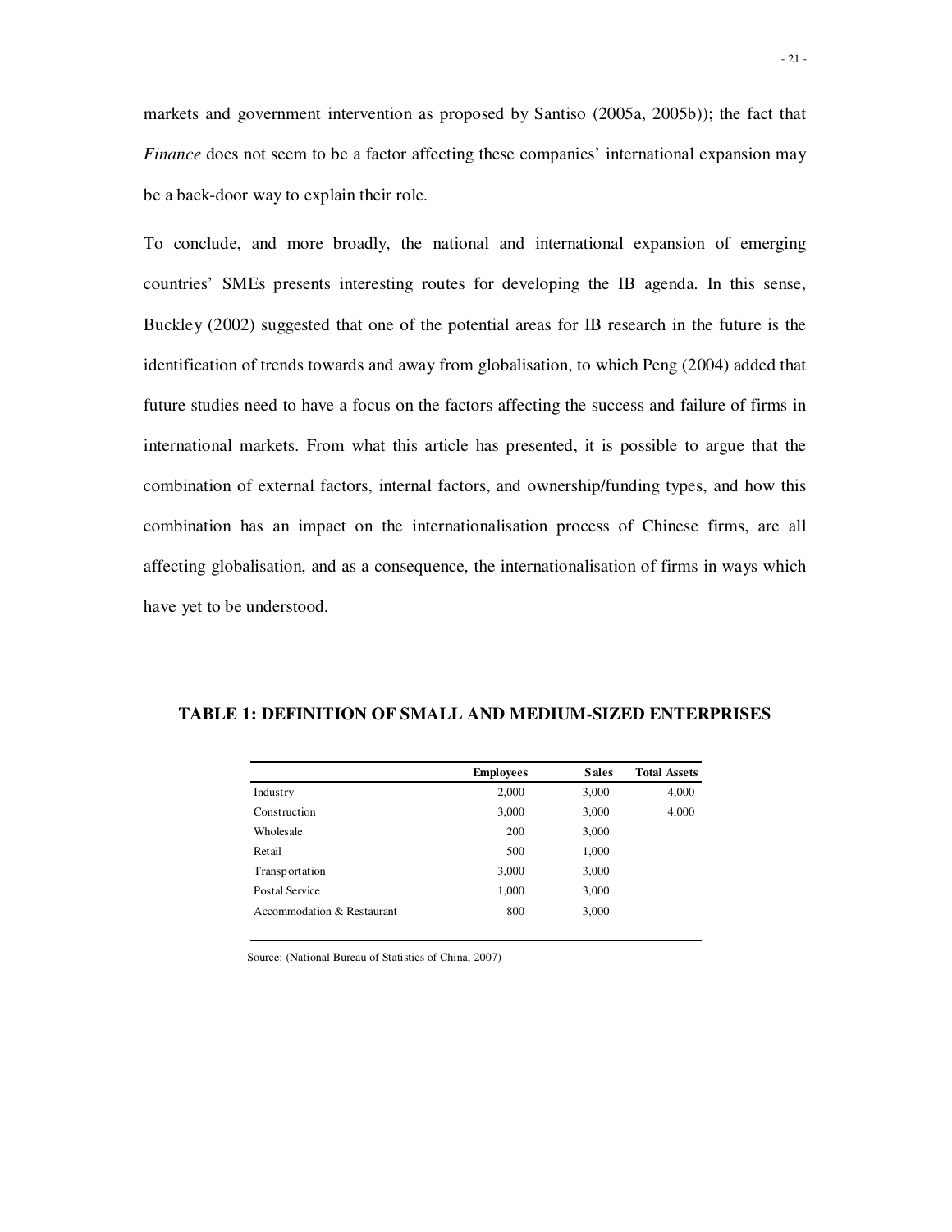markets and government intervention as proposed by Santiso (2005a, 2005b)); the fact that *Finance* does not seem to be a factor affecting these companies' international expansion may be a back-door way to explain their role.

To conclude, and more broadly, the national and international expansion of emerging countries' SMEs presents interesting routes for developing the IB agenda. In this sense, Buckley (2002) suggested that one of the potential areas for IB research in the future is the identification of trends towards and away from globalisation, to which Peng (2004) added that future studies need to have a focus on the factors affecting the success and failure of firms in international markets. From what this article has presented, it is possible to argue that the combination of external factors, internal factors, and ownership/funding types, and how this combination has an impact on the internationalisation process of Chinese firms, are all affecting globalisation, and as a consequence, the internationalisation of firms in ways which have yet to be understood.

**TABLE 1: DEFINITION OF SMALL AND MEDIUM-SIZED ENTERPRISES**

| | Employees | Sales | Total Assets |
|---|---|---|---|
| Industry | 2,000 | 3,000 | 4,000 |
| Construction | 3,000 | 3,000 | 4,000 |
| Wholesale | 200 | 3,000 | |
| Retail | 500 | 1,000 | |
| Transportation | 3,000 | 3,000 | |
| Postal Service | 1,000 | 3,000 | |
| Accommodation & Restaurant | 800 | 3,000 | |

Source: (National Bureau of Statistics of China, 2007)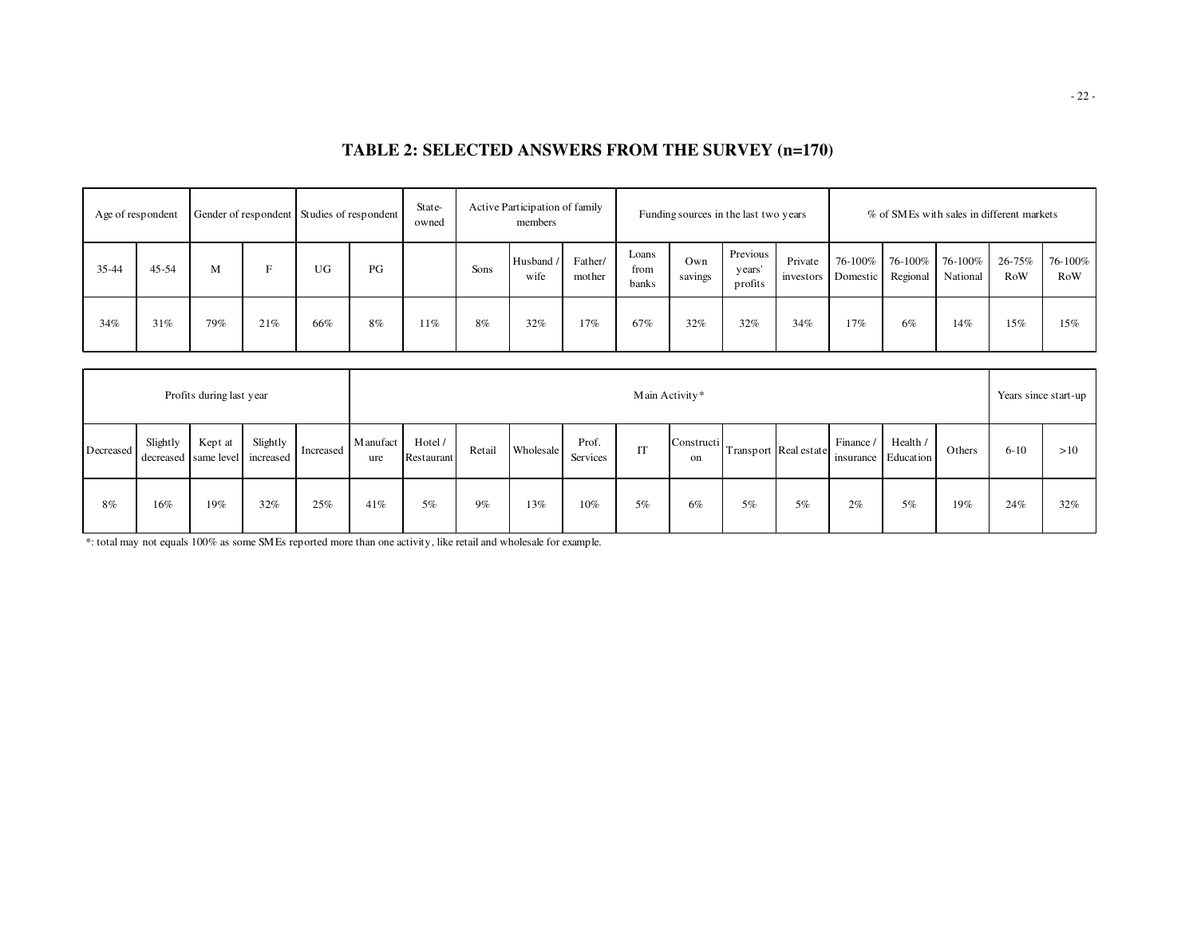# TABLE 2: SELECTED ANSWERS FROM THE SURVEY (n=170)

| Age of respondent | | Gender of respondent | | Studies of respondent | | State-owned | Active Participation of family members | | | Funding sources in the last two years | | | | % of SMEs with sales in different markets | | | | |
|---|---|---|---|---|---|---|---|---|---|---|---|---|---|---|---|---|---|---|
| 35-44 | 45-54 | M | F | UG | PG | | Sons | Husband / wife | Father/ mother | Loans from banks | Own savings | Previous years' profits | Private investors | 76-100% Domestic | 76-100% Regional | 76-100% National | 26-75% RoW | 76-100% RoW |
| 34% | 31% | 79% | 21% | 66% | 8% | 11% | 8% | 32% | 17% | 67% | 32% | 32% | 34% | 17% | 6% | 14% | 15% | 15% |

| Profits during last year | | | | | Main Activity* | | | | | | | | | | | | Years since start-up | |
|---|---|---|---|---|---|---|---|---|---|---|---|---|---|---|---|---|---|---|
| Decreased | Slightly decreased | Kept at same level | Slightly increased | Increased | Manufacture | Hotel / Restaurant | Retail | Wholesale | Prof. Services | IT | Construction | Transport | Real estate | Finance / insurance | Health / Education | Others | 6-10 | >10 |
| 8% | 16% | 19% | 32% | 25% | 41% | 5% | 9% | 13% | 10% | 5% | 6% | 5% | 5% | 2% | 5% | 19% | 24% | 32% |

*: total may not equals 100% as some SMEs reported more than one activity, like retail and wholesale for example.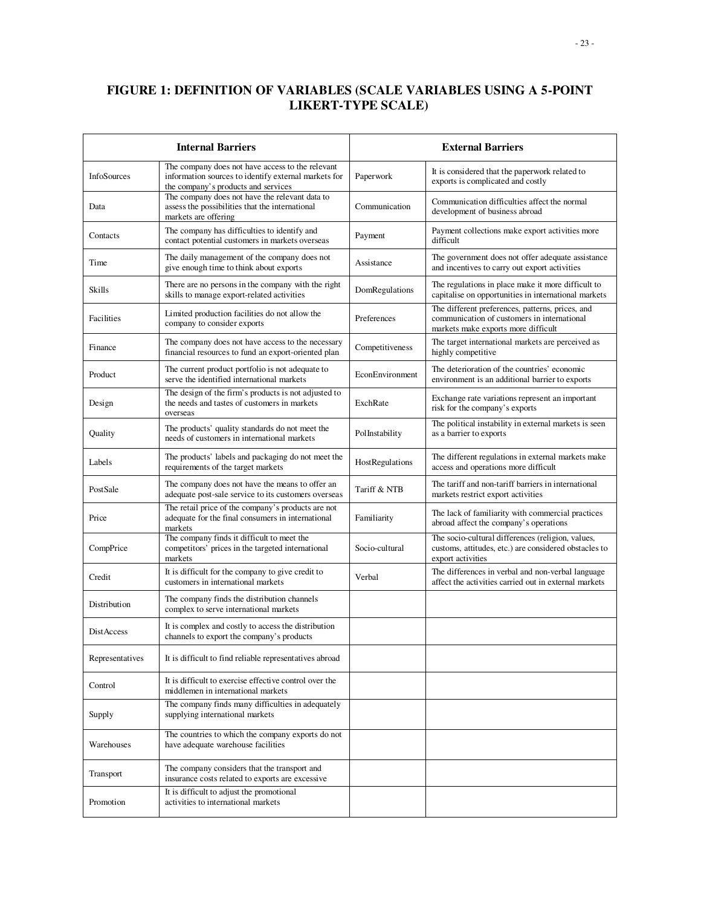# FIGURE 1: DEFINITION OF VARIABLES (SCALE VARIABLES USING A 5-POINT LIKERT-TYPE SCALE)

| Internal Barriers | | External Barriers | |
|---|---|---|---|
| InfoSources | The company does not have access to the relevant information sources to identify external markets for the company's products and services | Paperwork | It is considered that the paperwork related to exports is complicated and costly |
| Data | The company does not have the relevant data to assess the possibilities that the international markets are offering | Communication | Communication difficulties affect the normal development of business abroad |
| Contacts | The company has difficulties to identify and contact potential customers in markets overseas | Payment | Payment collections make export activities more difficult |
| Time | The daily management of the company does not give enough time to think about exports | Assistance | The government does not offer adequate assistance and incentives to carry out export activities |
| Skills | There are no persons in the company with the right skills to manage export-related activities | DomRegulations | The regulations in place make it more difficult to capitalise on opportunities in international markets |
| Facilities | Limited production facilities do not allow the company to consider exports | Preferences | The different preferences, patterns, prices, and communication of customers in international markets make exports more difficult |
| Finance | The company does not have access to the necessary financial resources to fund an export-oriented plan | Competitiveness | The target international markets are perceived as highly competitive |
| Product | The current product portfolio is not adequate to serve the identified international markets | EconEnvironment | The deterioration of the countries' economic environment is an additional barrier to exports |
| Design | The design of the firm's products is not adjusted to the needs and tastes of customers in markets overseas | ExchRate | Exchange rate variations represent an important risk for the company's exports |
| Quality | The products' quality standards do not meet the needs of customers in international markets | PolInstability | The political instability in external markets is seen as a barrier to exports |
| Labels | The products' labels and packaging do not meet the requirements of the target markets | HostRegulations | The different regulations in external markets make access and operations more difficult |
| PostSale | The company does not have the means to offer an adequate post-sale service to its customers overseas | Tariff & NTB | The tariff and non-tariff barriers in international markets restrict export activities |
| Price | The retail price of the company's products are not adequate for the final consumers in international markets | Familiarity | The lack of familiarity with commercial practices abroad affect the company's operations |
| CompPrice | The company finds it difficult to meet the competitors' prices in the targeted international markets | Socio-cultural | The socio-cultural differences (religion, values, customs, attitudes, etc.) are considered obstacles to export activities |
| Credit | It is difficult for the company to give credit to customers in international markets | Verbal | The differences in verbal and non-verbal language affect the activities carried out in external markets |
| Distribution | The company finds the distribution channels complex to serve international markets | | |
| DistAccess | It is complex and costly to access the distribution channels to export the company's products | | |
| Representatives | It is difficult to find reliable representatives abroad | | |
| Control | It is difficult to exercise effective control over the middlemen in international markets | | |
| Supply | The company finds many difficulties in adequately supplying international markets | | |
| Warehouses | The countries to which the company exports do not have adequate warehouse facilities | | |
| Transport | The company considers that the transport and insurance costs related to exports are excessive | | |
| Promotion | It is difficult to adjust the promotional activities to international markets | | |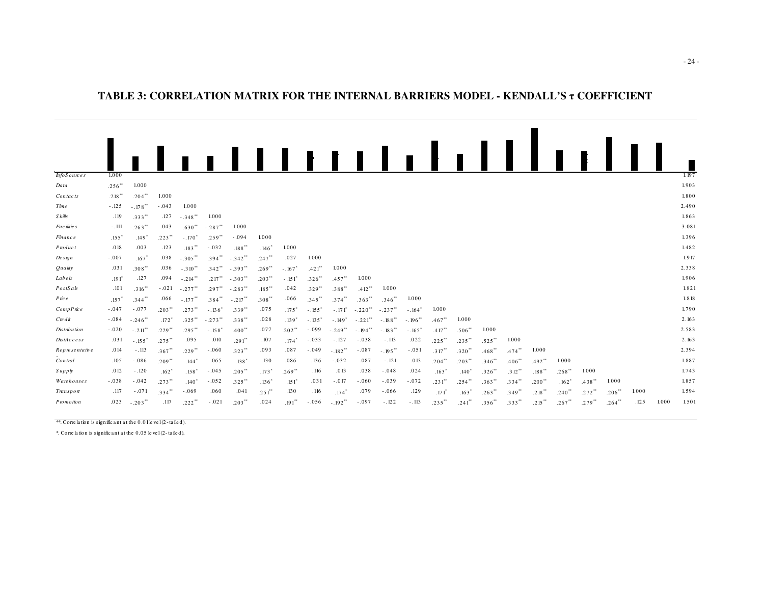## TABLE 3: CORRELATION MATRIX FOR THE INTERNAL BARRIERS MODEL - KENDALL'S τ COEFFICIENT

| | | | | | | | | | | | | | | | | | | | | | | | | | |
|---|---|---|---|---|---|---|---|---|---|---|---|---|---|---|---|---|---|---|---|---|---|---|---|---|---|
| *InfoSources* | 1.000 | | | | | | | | | | | | | | | | | | | | | | | | 1.197 |
| *Data* | .256** | 1.000 | | | | | | | | | | | | | | | | | | | | | | | 1.903 |
| *Contacts* | .218** | .204** | 1.000 | | | | | | | | | | | | | | | | | | | | | | 1.800 |
| *Time* | -.125 | -.178** | -.043 | 1.000 | | | | | | | | | | | | | | | | | | | | | 2.490 |
| *Skills* | .119 | .333** | .127 | -.348** | 1.000 | | | | | | | | | | | | | | | | | | | | 1.863 |
| *Facilities* | -.111 | -.263** | .043 | .630** | -.287** | 1.000 | | | | | | | | | | | | | | | | | | | 3.081 |
| *Finance* | .155* | .149* | .223** | -.170* | .259** | -.094 | 1.000 | | | | | | | | | | | | | | | | | | 1.396 |
| *Product* | .018 | .003 | .123 | .183** | -.032 | .188** | .146* | 1.000 | | | | | | | | | | | | | | | | | 1.482 |
| *Design* | -.007 | .167* | .038 | -.305** | .394** | -.342** | .247** | .027 | 1.000 | | | | | | | | | | | | | | | | 1.917 |
| *Quality* | .031 | .308** | .036 | -.310** | .342** | -.393** | .269** | -.167* | .421** | 1.000 | | | | | | | | | | | | | | | 2.338 |
| *Labels* | .191* | .127 | .094 | -.214** | .217** | -.303** | .203** | -.151* | .326** | .457** | 1.000 | | | | | | | | | | | | | | 1.906 |
| *PostSale* | .101 | .316** | -.021 | -.277** | .297** | -.283** | .185** | .042 | .329** | .388** | .412** | 1.000 | | | | | | | | | | | | | 1.821 |
| *Price* | .157* | .344** | .066 | -.177** | .384** | -.217** | .308** | .066 | .345** | .374** | .363** | .346** | 1.000 | | | | | | | | | | | | 1.818 |
| *CompPrice* | -.047 | -.077 | .203** | .273** | -.136* | .339** | .075 | .175* | -.155* | -.171* | -.220** | -.237** | -.164* | 1.000 | | | | | | | | | | | 1.790 |
| *Credit* | -.084 | -.246** | .172* | .325** | -.273** | .338** | .028 | .139* | -.135* | -.149* | -.221** | -.188** | -.196** | .467** | 1.000 | | | | | | | | | | 2.163 |
| *Distribution* | -.020 | -.211** | .229** | .295** | -.158* | .400** | .077 | .202** | -.099 | -.249** | -.194** | -.183** | -.165* | .417** | .506** | 1.000 | | | | | | | | | 2.583 |
| *DistAccess* | .031 | -.155* | .275** | .095 | .010 | .291** | .107 | .174* | -.033 | -.127 | -.038 | -.113 | .022 | .225** | .235** | .525** | 1.000 | | | | | | | | 2.163 |
| *Representative* | .014 | -.113 | .367** | .229** | -.060 | .323** | .093 | .087 | -.049 | -.182** | -.087 | -.195** | -.051 | .317** | .320** | .468** | .474** | 1.000 | | | | | | | 2.394 |
| *Control* | .105 | -.086 | .209** | .144* | .065 | .138* | .130 | .086 | .136 | -.032 | .087 | -.121 | .013 | .204** | .203** | .346** | .406** | .492** | 1.000 | | | | | | 1.887 |
| *Supply* | .012 | -.120 | .162* | .158* | -.045 | .205** | .173* | .269** | .116 | .013 | .038 | -.048 | .024 | .163* | .140* | .326** | .312** | .188** | .268** | 1.000 | | | | | 1.743 |
| *Warehouses* | -.038 | -.042 | .273** | .140* | -.052 | .325** | .136* | .151* | .031 | -.017 | -.060 | -.039 | -.072 | .231** | .254** | .363** | .334** | .200** | .162* | .438** | 1.000 | | | | 1.857 |
| *Transport* | .117 | -.071 | .334** | -.069 | .060 | .041 | .251** | .130 | .116 | .174* | .079 | -.066 | .129 | .171* | .163* | .263** | .349** | .218** | .240** | .272** | .206** | 1.000 | | | 1.594 |
| *Promotion* | .023 | -.203** | .117 | .222** | -.021 | .203** | .024 | .191** | -.056 | -.192** | -.097 | -.122 | -.113 | .235** | .241** | .356** | .333** | .215** | .267** | .279** | .264** | .125 | 1.000 | | 1.501 |

**. Correlation is significant at the 0.01 level (2-tailed).

*. Correlation is significant at the 0.05 level (2-tailed).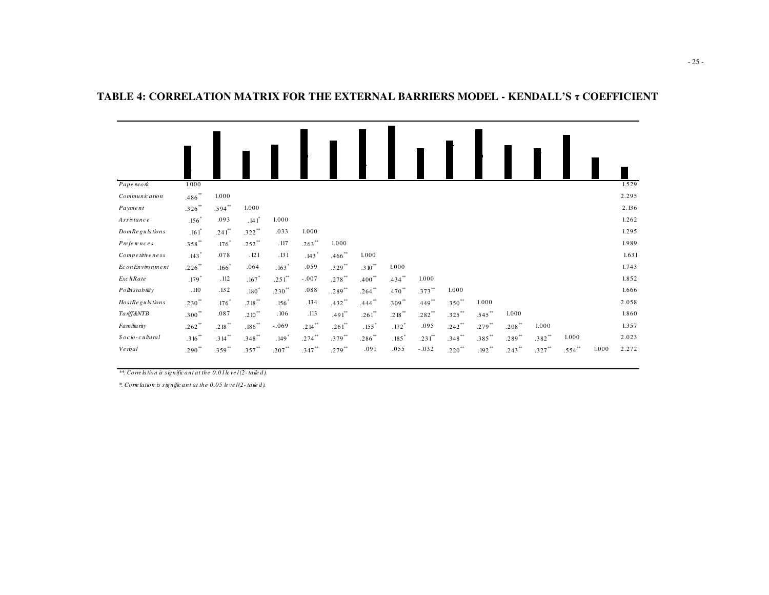# TABLE 4: CORRELATION MATRIX FOR THE EXTERNAL BARRIERS MODEL - KENDALL'S τ COEFFICIENT

| | | | | | | | | | | | | | | | | |
|---|---|---|---|---|---|---|---|---|---|---|---|---|---|---|---|---|
| *Paperwork* | 1.000 | | | | | | | | | | | | | | | 1.529 |
| *Communication* | .486** | 1.000 | | | | | | | | | | | | | | 2.295 |
| *Payment* | .326** | .594** | 1.000 | | | | | | | | | | | | | 2.136 |
| *Assistance* | .156* | .093 | .141* | 1.000 | | | | | | | | | | | | 1.262 |
| *DomRegulations* | .161* | .241** | .322** | .033 | 1.000 | | | | | | | | | | | 1.295 |
| *Preferences* | .358** | .176* | .252** | .117 | .263** | 1.000 | | | | | | | | | | 1.989 |
| *Competitiveness* | .143* | .078 | .121 | .131 | .143* | .466** | 1.000 | | | | | | | | | 1.631 |
| *EconEnvironment* | .226** | .166* | .064 | .163* | .059 | .329** | .310** | 1.000 | | | | | | | | 1.743 |
| *ExchRate* | .179* | .112 | .167* | .251** | -.007 | .278** | .400** | .434** | 1.000 | | | | | | | 1.852 |
| *PolInstability* | .110 | .132 | .180* | .230** | .088 | .289** | .264** | .470** | .373** | 1.000 | | | | | | 1.666 |
| *HostRegulations* | .230** | .176* | .218** | .156* | .134 | .432** | .444** | .309** | .449** | .350** | 1.000 | | | | | 2.058 |
| *Tariff&NTB* | .300** | .087 | .210** | .106 | .113 | .491** | .261** | .218** | .282** | .325** | .545** | 1.000 | | | | 1.860 |
| *Familiarity* | .262** | .218** | .186** | -.069 | .214** | .261** | .155* | .172* | .095 | .242** | .279** | .208** | 1.000 | | | 1.357 |
| *Socio-cultural* | .316** | .314** | .348** | .149* | .274** | .379** | .286** | .185* | .231** | .348** | .385** | .289** | .382** | 1.000 | | 2.023 |
| *Verbal* | .290** | .359** | .357** | .207** | .347** | .279** | .091 | .055 | -.032 | .220** | .192** | .243** | .327** | .554** | 1.000 | 2.272 |

*\*\*. Correlation is significant at the 0.01 level (2-tailed).*

*\*. Correlation is significant at the 0.05 level (2-tailed).*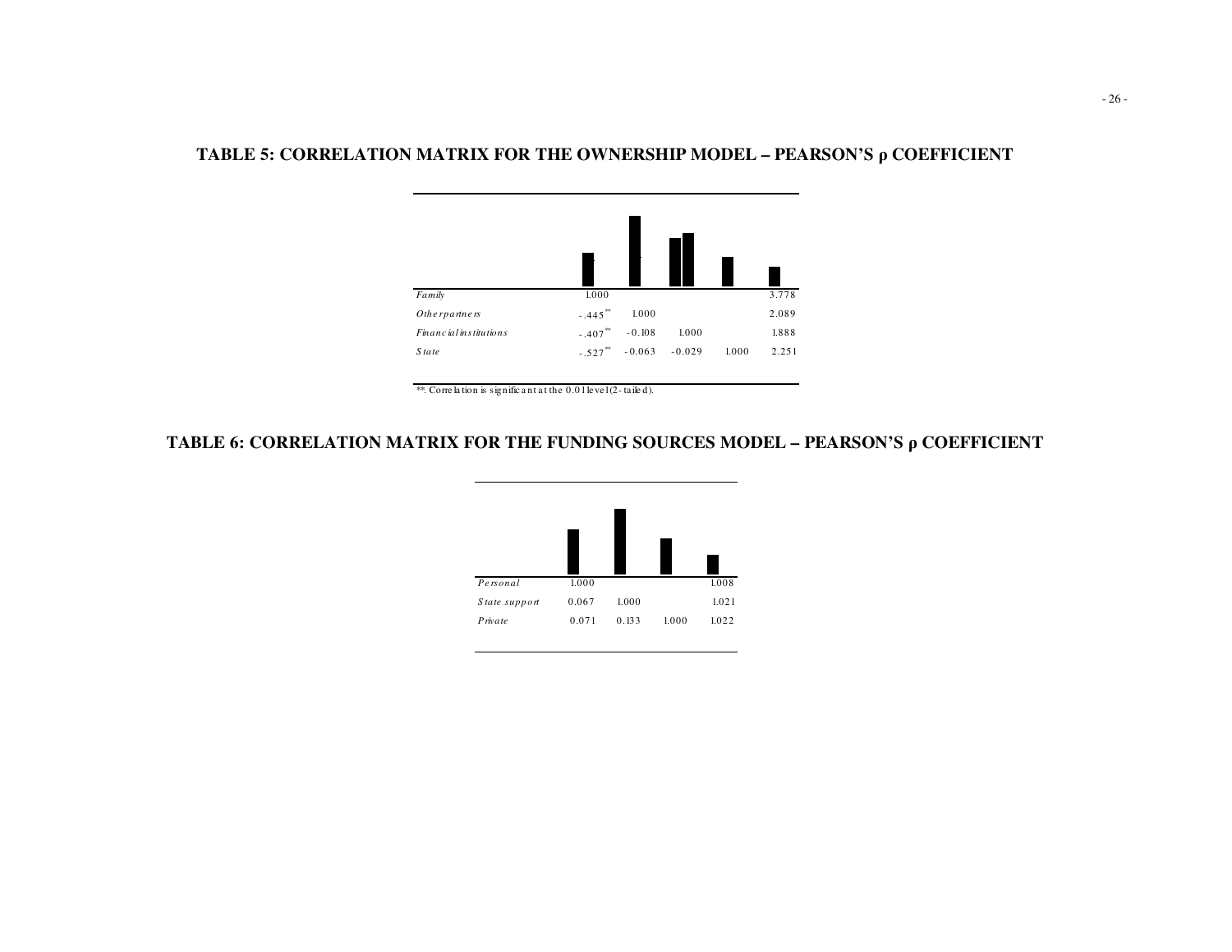## TABLE 5: CORRELATION MATRIX FOR THE OWNERSHIP MODEL – PEARSON'S ρ COEFFICIENT

| | | | | | |
|---|---|---|---|---|---|
| *Family* | 1.000 | | | | 3.778 |
| *Other partners* | -.445** | 1.000 | | | 2.089 |
| *Financial institutions* | -.407** | -0.108 | 1.000 | | 1.888 |
| *State* | -.527** | -0.063 | -0.029 | 1.000 | 2.251 |

**. Correlation is significant at the 0.01 level (2-tailed).

## TABLE 6: CORRELATION MATRIX FOR THE FUNDING SOURCES MODEL – PEARSON'S ρ COEFFICIENT

| | | | | |
|---|---|---|---|---|
| *Personal* | 1.000 | | | 1.008 |
| *State support* | 0.067 | 1.000 | | 1.021 |
| *Private* | 0.071 | 0.133 | 1.000 | 1.022 |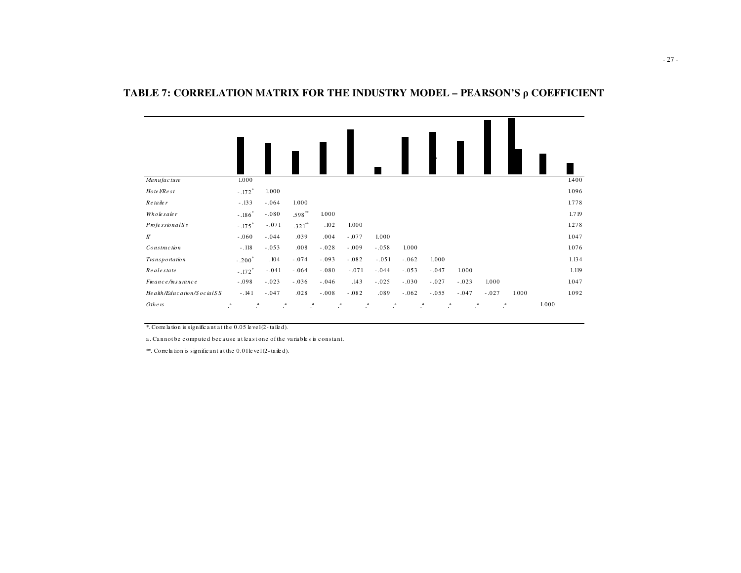## TABLE 7: CORRELATION MATRIX FOR THE INDUSTRY MODEL – PEARSON'S ρ COEFFICIENT

| | | | | | | | | | | | | | |
|---|---|---|---|---|---|---|---|---|---|---|---|---|---|
| *Manufacture* | 1.000 | | | | | | | | | | | | 1.400 |
| *Hotel/Rest* | -.172* | 1.000 | | | | | | | | | | | 1.096 |
| *Retailer* | -.133 | -.064 | 1.000 | | | | | | | | | | 1.778 |
| *Wholesaler* | -.186* | -.080 | .598** | 1.000 | | | | | | | | | 1.719 |
| *ProfessionalSs* | -.175* | -.071 | .321** | .102 | 1.000 | | | | | | | | 1.278 |
| *IT* | -.060 | -.044 | .039 | .004 | -.077 | 1.000 | | | | | | | 1.047 |
| *Construction* | -.118 | -.053 | .008 | -.028 | -.009 | -.058 | 1.000 | | | | | | 1.076 |
| *Transportation* | -.200* | .104 | -.074 | -.093 | -.082 | -.051 | -.062 | 1.000 | | | | | 1.134 |
| *Realestate* | -.172* | -.041 | -.064 | -.080 | -.071 | -.044 | -.053 | -.047 | 1.000 | | | | 1.119 |
| *Finance/insurance* | -.098 | -.023 | -.036 | -.046 | .143 | -.025 | -.030 | -.027 | -.023 | 1.000 | | | 1.047 |
| *Health/Education/SocialSS* | -.141 | -.047 | .028 | -.008 | -.082 | .089 | -.062 | -.055 | -.047 | -.027 | 1.000 | | 1.092 |
| *Others* | .a | .a | .a | .a | .a | .a | .a | .a | .a | .a | .a | 1.000 | |

*. Correlation is significant at the 0.05 level (2-tailed).

a. Cannot be computed because at least one of the variables is constant.

**. Correlation is significant at the 0.01 level (2-tailed).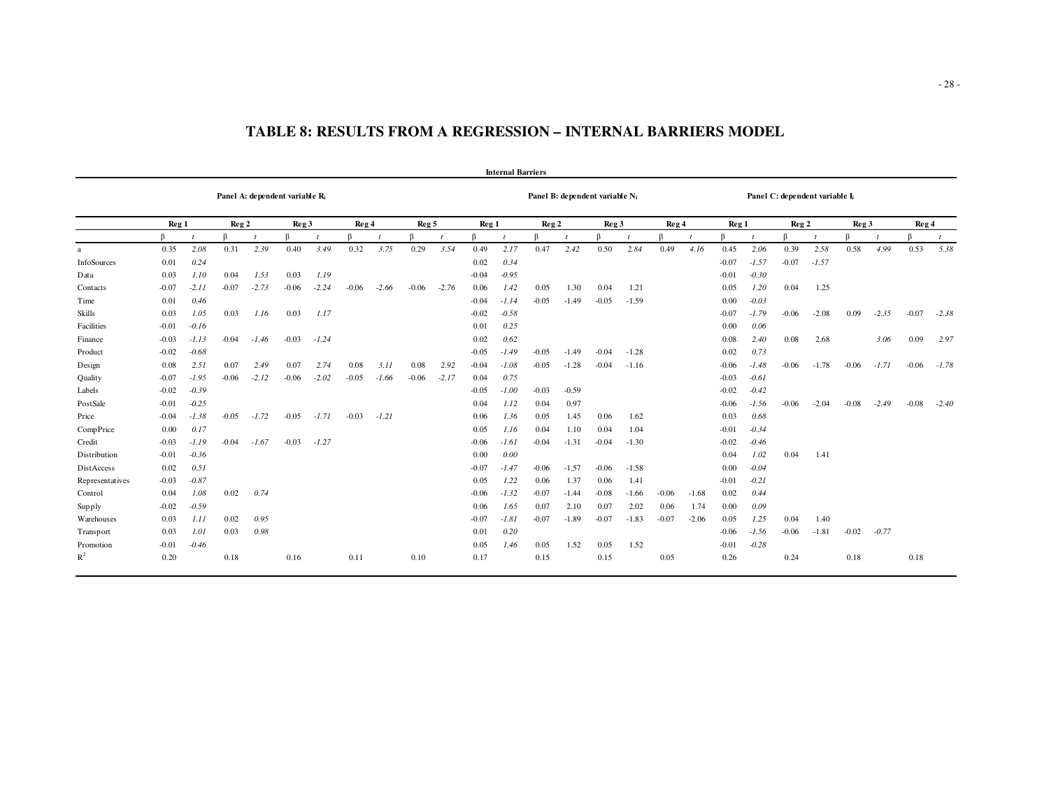# TABLE 8: RESULTS FROM A REGRESSION – INTERNAL BARRIERS MODEL

| | Internal Barriers | | | | | | | | | | | | | | | | | | | | | | | | | |
|---|---|---|---|---|---|---|---|---|---|---|---|---|---|---|---|---|---|---|---|---|---|---|---|---|---|---|
| | Panel A: dependent variable $R_i$ | | | | | | | | | | Panel B: dependent variable $N_i$ | | | | | | | | Panel C: dependent variable $I_i$ | | | | | | | |
| | Reg 1 | | Reg 2 | | Reg 3 | | Reg 4 | | Reg 5 | | Reg 1 | | Reg 2 | | Reg 3 | | Reg 4 | | Reg 1 | | Reg 2 | | Reg 3 | | Reg 4 | |
| | β | *t* | β | *t* | β | *t* | β | *t* | β | *t* | β | *t* | β | *t* | β | *t* | β | *t* | β | *t* | β | *t* | β | *t* | β | *t* |
| a | 0.35 | *2.08* | 0.31 | *2.39* | 0.40 | *3.49* | 0.32 | *3.75* | 0.29 | *3.54* | 0.49 | *2.17* | 0.47 | *2.42* | 0.50 | *2.84* | 0.49 | *4.16* | 0.45 | *2.06* | 0.39 | *2.58* | 0.58 | *4.99* | 0.53 | *5.38* |
| InfoSources | 0.01 | *0.24* | | | | | | | | | 0.02 | *0.34* | | | | | | | -0.07 | *-1.57* | -0.07 | *-1.57* | | | | |
| Data | 0.03 | *1.10* | 0.04 | *1.53* | 0.03 | *1.19* | | | | | -0.04 | *-0.95* | | | | | | | -0.01 | *-0.30* | | | | | | |
| Contacts | -0.07 | *-2.11* | -0.07 | *-2.73* | -0.06 | *-2.24* | -0.06 | *-2.66* | -0.06 | *-2.76* | 0.06 | *1.42* | 0.05 | 1.30 | 0.04 | 1.21 | | | 0.05 | *1.20* | 0.04 | 1.25 | | | | |
| Time | 0.01 | *0.46* | | | | | | | | | -0.04 | *-1.14* | -0.05 | -1.49 | -0.05 | -1.59 | | | 0.00 | *-0.03* | | | | | | |
| Skills | 0.03 | *1.05* | 0.03 | *1.16* | 0.03 | *1.17* | | | | | -0.02 | *-0.58* | | | | | | | -0.07 | *-1.79* | -0.06 | -2.08 | 0.09 | *-2.35* | -0.07 | *-2.38* |
| Facilities | -0.01 | *-0.16* | | | | | | | | | 0.01 | *0.25* | | | | | | | 0.00 | *0.06* | | | | | | |
| Finance | -0.03 | *-1.13* | -0.04 | *-1.46* | -0.03 | *-1.24* | | | | | 0.02 | *0.62* | | | | | | | 0.08 | *2.40* | 0.08 | 2.68 | | *3.06* | 0.09 | *2.97* |
| Product | -0.02 | *-0.68* | | | | | | | | | -0.05 | *-1.49* | -0.05 | -1.49 | -0.04 | -1.28 | | | 0.02 | *0.73* | | | | | | |
| Design | 0.08 | *2.51* | 0.07 | *2.49* | 0.07 | *2.74* | 0.08 | *3.11* | 0.08 | *2.92* | -0.04 | *-1.08* | -0.05 | -1.28 | -0.04 | -1.16 | | | -0.06 | *-1.48* | -0.06 | -1.78 | -0.06 | *-1.71* | -0.06 | *-1.78* |
| Quality | -0.07 | *-1.95* | -0.06 | *-2.12* | -0.06 | *-2.02* | -0.05 | *-1.66* | -0.06 | *-2.17* | 0.04 | *0.75* | | | | | | | -0.03 | *-0.61* | | | | | | |
| Labels | -0.02 | *-0.39* | | | | | | | | | -0.05 | *-1.00* | -0.03 | -0.59 | | | | | -0.02 | *-0.42* | | | | | | |
| PostSale | -0.01 | *-0.25* | | | | | | | | | 0.04 | *1.12* | 0.04 | 0.97 | | | | | -0.06 | *-1.56* | -0.06 | -2.04 | -0.08 | *-2.49* | -0.08 | *-2.40* |
| Price | -0.04 | *-1.38* | -0.05 | *-1.72* | -0.05 | *-1.71* | -0.03 | *-1.21* | | | 0.06 | *1.36* | 0.05 | 1.45 | 0.06 | 1.62 | | | 0.03 | *0.68* | | | | | | |
| CompPrice | 0.00 | *0.17* | | | | | | | | | 0.05 | *1.16* | 0.04 | 1.10 | 0.04 | 1.04 | | | -0.01 | *-0.34* | | | | | | |
| Credit | -0.03 | *-1.19* | -0.04 | *-1.67* | -0.03 | *-1.27* | | | | | -0.06 | *-1.61* | -0.04 | -1.31 | -0.04 | -1.30 | | | -0.02 | *-0.46* | | | | | | |
| Distribution | -0.01 | *-0.36* | | | | | | | | | 0.00 | *0.00* | | | | | | | 0.04 | *1.02* | 0.04 | 1.41 | | | | |
| DistAccess | 0.02 | *0.51* | | | | | | | | | -0.07 | *-1.47* | -0.06 | -1.57 | -0.06 | -1.58 | | | 0.00 | *-0.04* | | | | | | |
| Representatives | -0.03 | *-0.87* | | | | | | | | | 0.05 | *1.22* | 0.06 | 1.37 | 0.06 | 1.41 | | | -0.01 | *-0.21* | | | | | | |
| Control | 0.04 | *1.08* | 0.02 | *0.74* | | | | | | | -0.06 | *-1.32* | -0.07 | -1.44 | -0.08 | -1.66 | -0.06 | -1.68 | 0.02 | *0.44* | | | | | | |
| Supply | -0.02 | *-0.59* | | | | | | | | | 0.06 | *1.65* | 0.07 | 2.10 | 0.07 | 2.02 | 0.06 | 1.74 | 0.00 | *0.09* | | | | | | |
| Warehouses | 0.03 | *1.11* | 0.02 | *0.95* | | | | | | | -0.07 | *-1.81* | -0.07 | -1.89 | -0.07 | -1.83 | -0.07 | -2.06 | 0.05 | *1.25* | 0.04 | 1.40 | | | | |
| Transport | 0.03 | *1.01* | 0.03 | *0.98* | | | | | | | 0.01 | *0.20* | | | | | | | -0.06 | *-1.56* | -0.06 | -1.81 | -0.02 | *-0.77* | | |
| Promotion | -0.01 | *-0.46* | | | | | | | | | 0.05 | *1.46* | 0.05 | 1.52 | 0.05 | 1.52 | | | -0.01 | *-0.28* | | | | | | |
| $R^2$ | 0.20 | | 0.18 | | 0.16 | | 0.11 | | 0.10 | | 0.17 | | 0.15 | | 0.15 | | 0.05 | | 0.26 | | 0.24 | | 0.18 | | 0.18 | |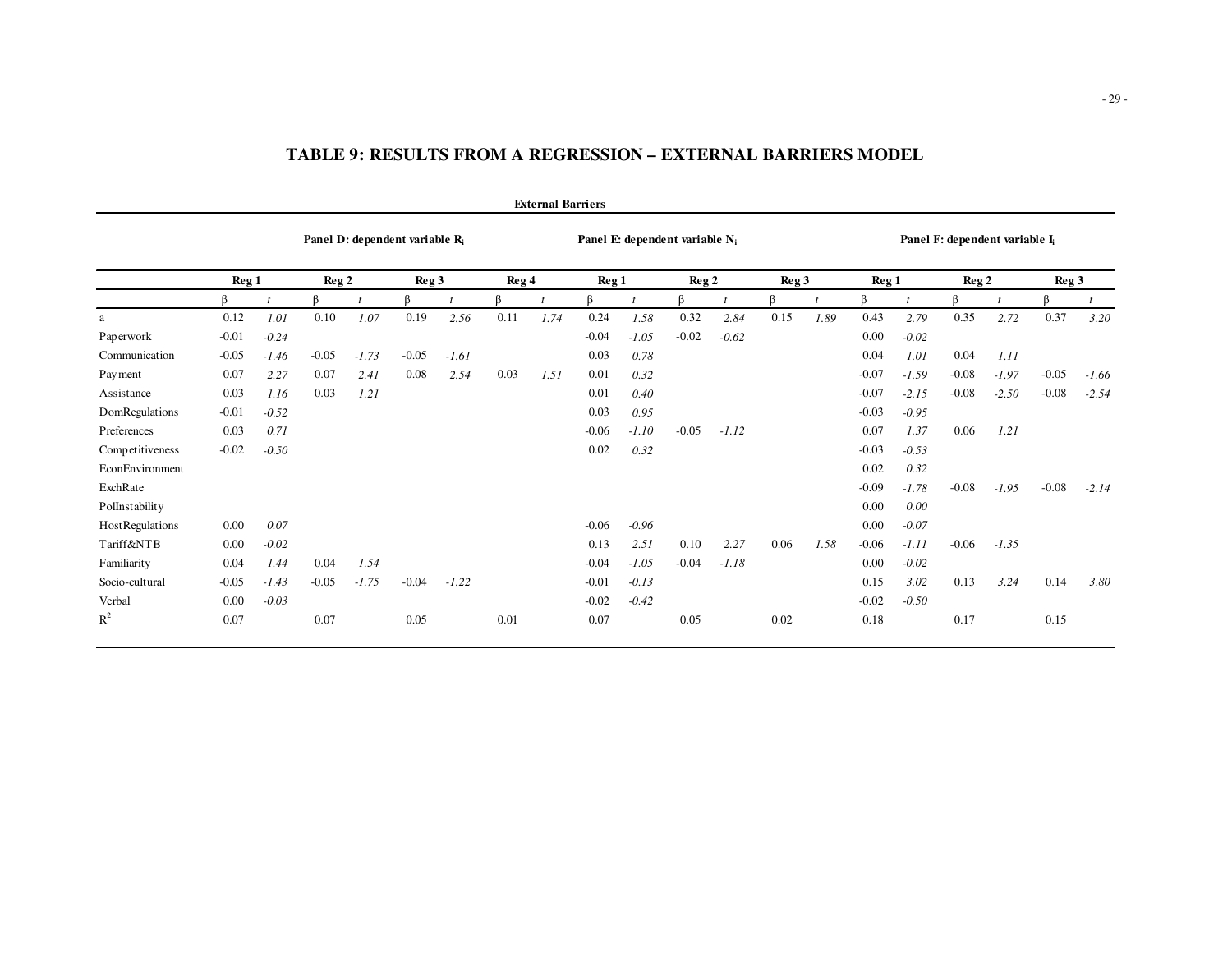# TABLE 9: RESULTS FROM A REGRESSION – EXTERNAL BARRIERS MODEL

| | External Barriers | | | | | | | | | | | | | | | | | | | |
|---|---|---|---|---|---|---|---|---|---|---|---|---|---|---|---|---|---|---|---|---|
| | Panel D: dependent variable $R_i$ | | | | | | | | Panel E: dependent variable $N_i$ | | | | | | Panel F: dependent variable $I_i$ | | | | | |
| | Reg 1 | | Reg 2 | | Reg 3 | | Reg 4 | | Reg 1 | | Reg 2 | | Reg 3 | | Reg 1 | | Reg 2 | | Reg 3 | |
| | β | *t* | β | *t* | β | *t* | β | *t* | β | *t* | β | *t* | β | *t* | β | *t* | β | *t* | β | *t* |
| a | 0.12 | *1.01* | 0.10 | *1.07* | 0.19 | *2.56* | 0.11 | *1.74* | 0.24 | *1.58* | 0.32 | *2.84* | 0.15 | *1.89* | 0.43 | *2.79* | 0.35 | *2.72* | 0.37 | *3.20* |
| Paperwork | -0.01 | *-0.24* | | | | | | | -0.04 | *-1.05* | -0.02 | *-0.62* | | | 0.00 | *-0.02* | | | | |
| Communication | -0.05 | *-1.46* | -0.05 | *-1.73* | -0.05 | *-1.61* | | | 0.03 | *0.78* | | | | | 0.04 | *1.01* | 0.04 | *1.11* | | |
| Payment | 0.07 | *2.27* | 0.07 | *2.41* | 0.08 | *2.54* | 0.03 | *1.51* | 0.01 | *0.32* | | | | | -0.07 | *-1.59* | -0.08 | *-1.97* | -0.05 | *-1.66* |
| Assistance | 0.03 | *1.16* | 0.03 | *1.21* | | | | | 0.01 | *0.40* | | | | | -0.07 | *-2.15* | -0.08 | *-2.50* | -0.08 | *-2.54* |
| DomRegulations | -0.01 | *-0.52* | | | | | | | 0.03 | *0.95* | | | | | -0.03 | *-0.95* | | | | |
| Preferences | 0.03 | *0.71* | | | | | | | -0.06 | *-1.10* | -0.05 | *-1.12* | | | 0.07 | *1.37* | 0.06 | *1.21* | | |
| Competitiveness | -0.02 | *-0.50* | | | | | | | 0.02 | *0.32* | | | | | -0.03 | *-0.53* | | | | |
| EconEnvironment | | | | | | | | | | | | | | | 0.02 | *0.32* | | | | |
| ExchRate | | | | | | | | | | | | | | | -0.09 | *-1.78* | -0.08 | *-1.95* | -0.08 | *-2.14* |
| PolInstability | | | | | | | | | | | | | | | 0.00 | *0.00* | | | | |
| HostRegulations | 0.00 | *0.07* | | | | | | | -0.06 | *-0.96* | | | | | 0.00 | *-0.07* | | | | |
| Tariff&NTB | 0.00 | *-0.02* | | | | | | | 0.13 | *2.51* | 0.10 | *2.27* | 0.06 | *1.58* | -0.06 | *-1.11* | -0.06 | *-1.35* | | |
| Familiarity | 0.04 | *1.44* | 0.04 | *1.54* | | | | | -0.04 | *-1.05* | -0.04 | *-1.18* | | | 0.00 | *-0.02* | | | | |
| Socio-cultural | -0.05 | *-1.43* | -0.05 | *-1.75* | -0.04 | *-1.22* | | | -0.01 | *-0.13* | | | | | 0.15 | *3.02* | 0.13 | *3.24* | 0.14 | *3.80* |
| Verbal | 0.00 | *-0.03* | | | | | | | -0.02 | *-0.42* | | | | | -0.02 | *-0.50* | | | | |
| $R^2$ | 0.07 | | 0.07 | | 0.05 | | 0.01 | | 0.07 | | 0.05 | | 0.02 | | 0.18 | | 0.17 | | 0.15 | |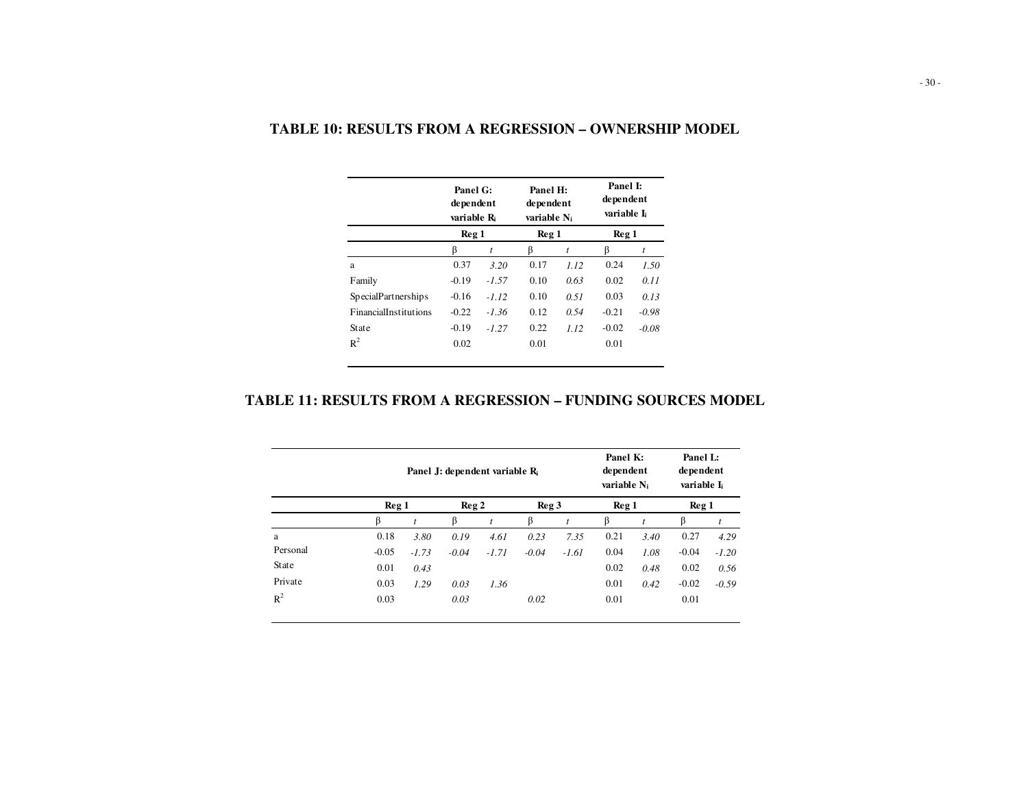## TABLE 10: RESULTS FROM A REGRESSION – OWNERSHIP MODEL

| | Panel G: dependent variable $R_i$ | | Panel H: dependent variable $N_i$ | | Panel I: dependent variable $I_i$ | |
|---|---|---|---|---|---|---|
| | Reg 1 | | Reg 1 | | Reg 1 | |
| | β | *t* | β | *t* | β | *t* |
| a | 0.37 | *3.20* | 0.17 | *1.12* | 0.24 | *1.50* |
| Family | -0.19 | *-1.57* | 0.10 | *0.63* | 0.02 | *0.11* |
| SpecialPartnerships | -0.16 | *-1.12* | 0.10 | *0.51* | 0.03 | *0.13* |
| FinancialInstitutions | -0.22 | *-1.36* | 0.12 | *0.54* | -0.21 | *-0.98* |
| State | -0.19 | *-1.27* | 0.22 | *1.12* | -0.02 | *-0.08* |
| $R^2$ | 0.02 | | 0.01 | | 0.01 | |

## TABLE 11: RESULTS FROM A REGRESSION – FUNDING SOURCES MODEL

| | Panel J: dependent variable $R_i$ | | | | | | Panel K: dependent variable $N_i$ | | Panel L: dependent variable $I_i$ | |
|---|---|---|---|---|---|---|---|---|---|---|
| | Reg 1 | | Reg 2 | | Reg 3 | | Reg 1 | | Reg 1 | |
| | β | *t* | β | *t* | β | *t* | β | *t* | β | *t* |
| a | 0.18 | *3.80* | *0.19* | *4.61* | *0.23* | *7.35* | 0.21 | *3.40* | 0.27 | *4.29* |
| Personal | -0.05 | *-1.73* | *-0.04* | *-1.71* | *-0.04* | *-1.61* | 0.04 | *1.08* | -0.04 | *-1.20* |
| State | 0.01 | *0.43* | | | | | 0.02 | *0.48* | 0.02 | *0.56* |
| Private | 0.03 | *1.29* | *0.03* | *1.36* | | | 0.01 | *0.42* | -0.02 | *-0.59* |
| $R^2$ | 0.03 | | *0.03* | | *0.02* | | 0.01 | | 0.01 | |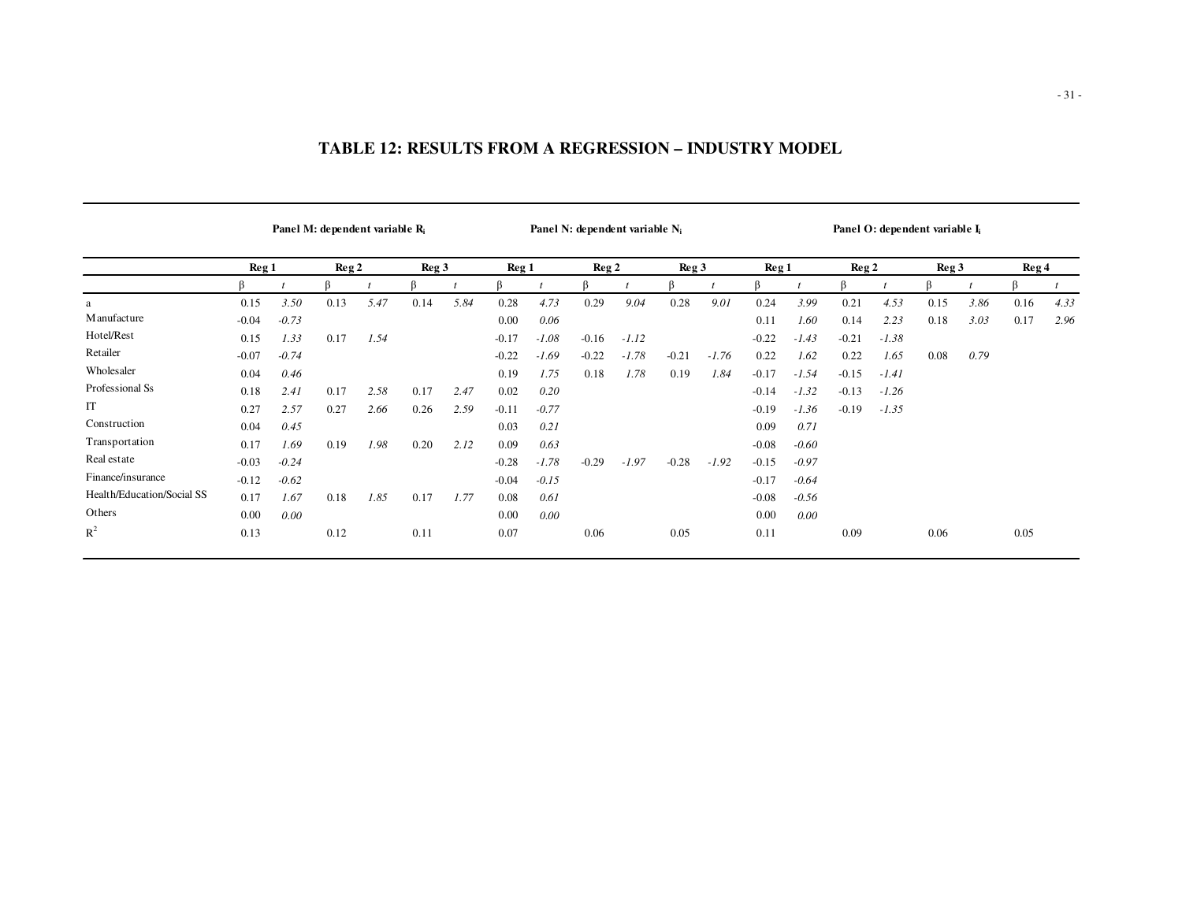## TABLE 12: RESULTS FROM A REGRESSION – INDUSTRY MODEL

| | Panel M: dependent variable $R_i$ | | | | | | Panel N: dependent variable $N_i$ | | | | | | Panel O: dependent variable $I_i$ | | | | | | | |
|---|---|---|---|---|---|---|---|---|---|---|---|---|---|---|---|---|---|---|---|---|
| | Reg 1 | | Reg 2 | | Reg 3 | | Reg 1 | | Reg 2 | | Reg 3 | | Reg 1 | | Reg 2 | | Reg 3 | | Reg 4 | |
| | β | *t* | β | *t* | β | *t* | β | *t* | β | *t* | β | *t* | β | *t* | β | *t* | β | *t* | β | *t* |
| a | 0.15 | *3.50* | 0.13 | *5.47* | 0.14 | *5.84* | 0.28 | *4.73* | 0.29 | *9.04* | 0.28 | *9.01* | 0.24 | *3.99* | 0.21 | *4.53* | 0.15 | *3.86* | 0.16 | *4.33* |
| Manufacture | -0.04 | *-0.73* | | | | | 0.00 | *0.06* | | | | | 0.11 | *1.60* | 0.14 | *2.23* | 0.18 | *3.03* | 0.17 | *2.96* |
| Hotel/Rest | 0.15 | *1.33* | 0.17 | *1.54* | | | -0.17 | *-1.08* | -0.16 | *-1.12* | | | -0.22 | *-1.43* | -0.21 | *-1.38* | | | | |
| Retailer | -0.07 | *-0.74* | | | | | -0.22 | *-1.69* | -0.22 | *-1.78* | -0.21 | *-1.76* | 0.22 | *1.62* | 0.22 | *1.65* | 0.08 | *0.79* | | |
| Wholesaler | 0.04 | *0.46* | | | | | 0.19 | *1.75* | 0.18 | *1.78* | 0.19 | *1.84* | -0.17 | *-1.54* | -0.15 | *-1.41* | | | | |
| Professional Ss | 0.18 | *2.41* | 0.17 | *2.58* | 0.17 | *2.47* | 0.02 | *0.20* | | | | | -0.14 | *-1.32* | -0.13 | *-1.26* | | | | |
| IT | 0.27 | *2.57* | 0.27 | *2.66* | 0.26 | *2.59* | -0.11 | *-0.77* | | | | | -0.19 | *-1.36* | -0.19 | *-1.35* | | | | |
| Construction | 0.04 | *0.45* | | | | | 0.03 | *0.21* | | | | | 0.09 | *0.71* | | | | | | |
| Transportation | 0.17 | *1.69* | 0.19 | *1.98* | 0.20 | *2.12* | 0.09 | *0.63* | | | | | -0.08 | *-0.60* | | | | | | |
| Real estate | -0.03 | *-0.24* | | | | | -0.28 | *-1.78* | -0.29 | *-1.97* | -0.28 | *-1.92* | -0.15 | *-0.97* | | | | | | |
| Finance/insurance | -0.12 | *-0.62* | | | | | -0.04 | *-0.15* | | | | | -0.17 | *-0.64* | | | | | | |
| Health/Education/Social SS | 0.17 | *1.67* | 0.18 | *1.85* | 0.17 | *1.77* | 0.08 | *0.61* | | | | | -0.08 | *-0.56* | | | | | | |
| Others | 0.00 | *0.00* | | | | | 0.00 | *0.00* | | | | | 0.00 | *0.00* | | | | | | |
| $R^2$ | 0.13 | | 0.12 | | 0.11 | | 0.07 | | 0.06 | | 0.05 | | 0.11 | | 0.09 | | 0.06 | | 0.05 | |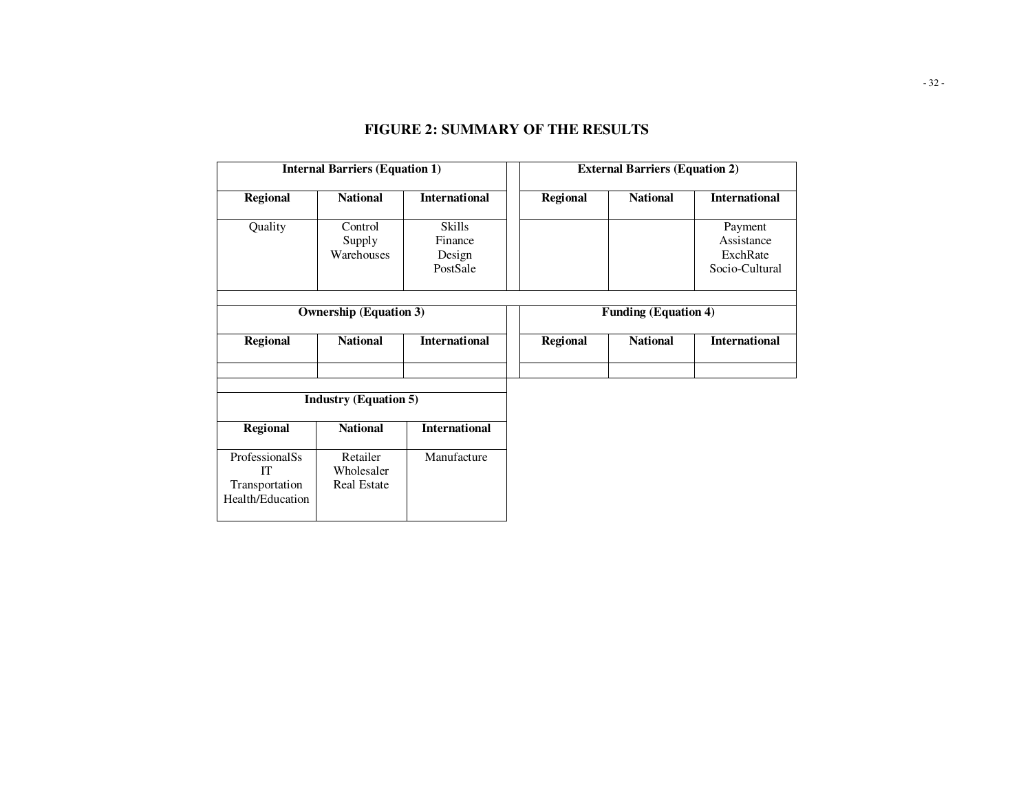## FIGURE 2: SUMMARY OF THE RESULTS

| Internal Barriers (Equation 1) | | | External Barriers (Equation 2) | | |
|---|---|---|---|---|---|
| **Regional** | **National** | **International** | **Regional** | **National** | **International** |
| Quality | Control<br>Supply<br>Warehouses | Skills<br>Finance<br>Design<br>PostSale | | | Payment<br>Assistance<br>ExchRate<br>Socio-Cultural |

| Ownership (Equation 3) | | | Funding (Equation 4) | | |
|---|---|---|---|---|---|
| **Regional** | **National** | **International** | **Regional** | **National** | **International** |
| | | | | | |

| Industry (Equation 5) | | |
|---|---|---|
| **Regional** | **National** | **International** |
| ProfessionalSs<br>IT<br>Transportation<br>Health/Education | Retailer<br>Wholesaler<br>Real Estate | Manufacture |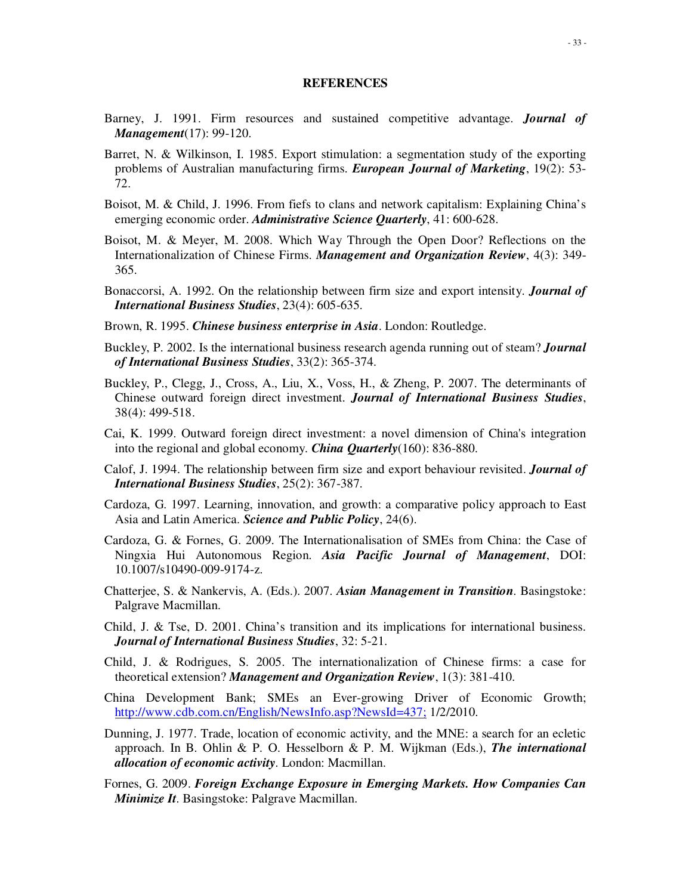## REFERENCES

Barney, J. 1991. Firm resources and sustained competitive advantage. ***Journal of Management***(17): 99-120.

Barret, N. & Wilkinson, I. 1985. Export stimulation: a segmentation study of the exporting problems of Australian manufacturing firms. ***European Journal of Marketing***, 19(2): 53-72.

Boisot, M. & Child, J. 1996. From fiefs to clans and network capitalism: Explaining China's emerging economic order. ***Administrative Science Quarterly***, 41: 600-628.

Boisot, M. & Meyer, M. 2008. Which Way Through the Open Door? Reflections on the Internationalization of Chinese Firms. ***Management and Organization Review***, 4(3): 349-365.

Bonaccorsi, A. 1992. On the relationship between firm size and export intensity. ***Journal of International Business Studies***, 23(4): 605-635.

Brown, R. 1995. ***Chinese business enterprise in Asia***. London: Routledge.

Buckley, P. 2002. Is the international business research agenda running out of steam? ***Journal of International Business Studies***, 33(2): 365-374.

Buckley, P., Clegg, J., Cross, A., Liu, X., Voss, H., & Zheng, P. 2007. The determinants of Chinese outward foreign direct investment. ***Journal of International Business Studies***, 38(4): 499-518.

Cai, K. 1999. Outward foreign direct investment: a novel dimension of China's integration into the regional and global economy. ***China Quarterly***(160): 836-880.

Calof, J. 1994. The relationship between firm size and export behaviour revisited. ***Journal of International Business Studies***, 25(2): 367-387.

Cardoza, G. 1997. Learning, innovation, and growth: a comparative policy approach to East Asia and Latin America. ***Science and Public Policy***, 24(6).

Cardoza, G. & Fornes, G. 2009. The Internationalisation of SMEs from China: the Case of Ningxia Hui Autonomous Region. ***Asia Pacific Journal of Management***, DOI: 10.1007/s10490-009-9174-z.

Chatterjee, S. & Nankervis, A. (Eds.). 2007. ***Asian Management in Transition***. Basingstoke: Palgrave Macmillan.

Child, J. & Tse, D. 2001. China's transition and its implications for international business. ***Journal of International Business Studies***, 32: 5-21.

Child, J. & Rodrigues, S. 2005. The internationalization of Chinese firms: a case for theoretical extension? ***Management and Organization Review***, 1(3): 381-410.

China Development Bank; SMEs an Ever-growing Driver of Economic Growth; http://www.cdb.com.cn/English/NewsInfo.asp?NewsId=437; 1/2/2010.

Dunning, J. 1977. Trade, location of economic activity, and the MNE: a search for an ecletic approach. In B. Ohlin & P. O. Hesselborn & P. M. Wijkman (Eds.), ***The international allocation of economic activity***. London: Macmillan.

Fornes, G. 2009. ***Foreign Exchange Exposure in Emerging Markets. How Companies Can Minimize It***. Basingstoke: Palgrave Macmillan.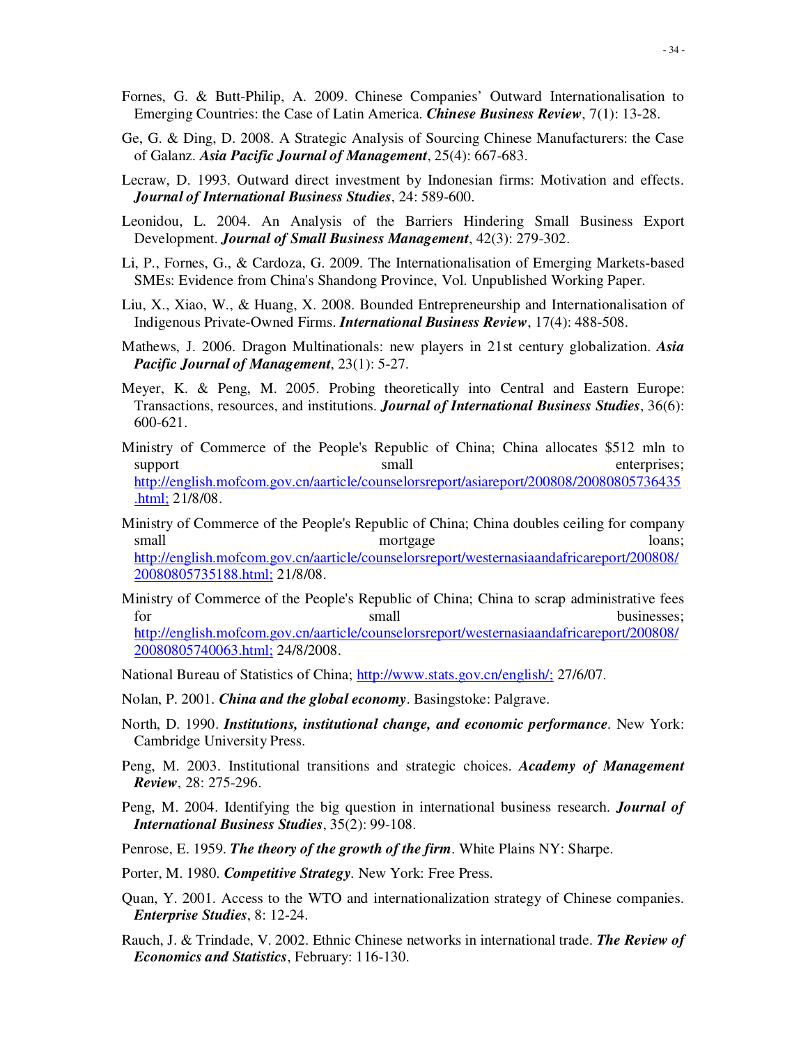Fornes, G. & Butt-Philip, A. 2009. Chinese Companies' Outward Internationalisation to Emerging Countries: the Case of Latin America. ***Chinese Business Review***, 7(1): 13-28.

Ge, G. & Ding, D. 2008. A Strategic Analysis of Sourcing Chinese Manufacturers: the Case of Galanz. ***Asia Pacific Journal of Management***, 25(4): 667-683.

Lecraw, D. 1993. Outward direct investment by Indonesian firms: Motivation and effects. ***Journal of International Business Studies***, 24: 589-600.

Leonidou, L. 2004. An Analysis of the Barriers Hindering Small Business Export Development. ***Journal of Small Business Management***, 42(3): 279-302.

Li, P., Fornes, G., & Cardoza, G. 2009. The Internationalisation of Emerging Markets-based SMEs: Evidence from China's Shandong Province, Vol. Unpublished Working Paper.

Liu, X., Xiao, W., & Huang, X. 2008. Bounded Entrepreneurship and Internationalisation of Indigenous Private-Owned Firms. ***International Business Review***, 17(4): 488-508.

Mathews, J. 2006. Dragon Multinationals: new players in 21st century globalization. ***Asia Pacific Journal of Management***, 23(1): 5-27.

Meyer, K. & Peng, M. 2005. Probing theoretically into Central and Eastern Europe: Transactions, resources, and institutions. ***Journal of International Business Studies***, 36(6): 600-621.

Ministry of Commerce of the People's Republic of China; China allocates $512 mln to support small enterprises; http://english.mofcom.gov.cn/aarticle/counselorsreport/asiareport/200808/20080805736435.html; 21/8/08.

Ministry of Commerce of the People's Republic of China; China doubles ceiling for company small mortgage loans; http://english.mofcom.gov.cn/aarticle/counselorsreport/westernasiaandafricareport/200808/20080805735188.html; 21/8/08.

Ministry of Commerce of the People's Republic of China; China to scrap administrative fees for small businesses; http://english.mofcom.gov.cn/aarticle/counselorsreport/westernasiaandafricareport/200808/20080805740063.html; 24/8/2008.

National Bureau of Statistics of China; http://www.stats.gov.cn/english/; 27/6/07.

Nolan, P. 2001. ***China and the global economy***. Basingstoke: Palgrave.

North, D. 1990. ***Institutions, institutional change, and economic performance***. New York: Cambridge University Press.

Peng, M. 2003. Institutional transitions and strategic choices. ***Academy of Management Review***, 28: 275-296.

Peng, M. 2004. Identifying the big question in international business research. ***Journal of International Business Studies***, 35(2): 99-108.

Penrose, E. 1959. ***The theory of the growth of the firm***. White Plains NY: Sharpe.

Porter, M. 1980. ***Competitive Strategy***. New York: Free Press.

Quan, Y. 2001. Access to the WTO and internationalization strategy of Chinese companies. ***Enterprise Studies***, 8: 12-24.

Rauch, J. & Trindade, V. 2002. Ethnic Chinese networks in international trade. ***The Review of Economics and Statistics***, February: 116-130.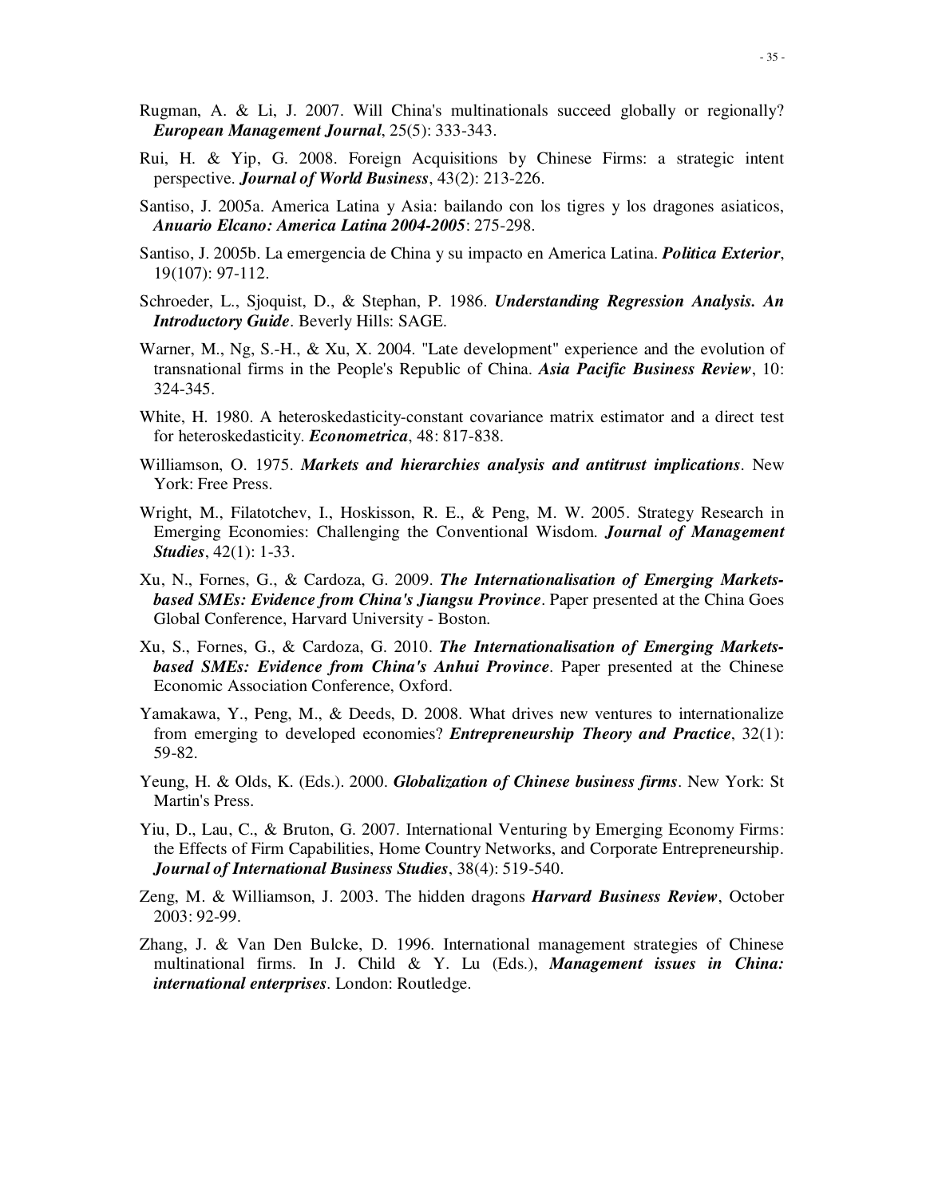Rugman, A. & Li, J. 2007. Will China's multinationals succeed globally or regionally? ***European Management Journal***, 25(5): 333-343.

Rui, H. & Yip, G. 2008. Foreign Acquisitions by Chinese Firms: a strategic intent perspective. ***Journal of World Business***, 43(2): 213-226.

Santiso, J. 2005a. America Latina y Asia: bailando con los tigres y los dragones asiaticos, ***Anuario Elcano: America Latina 2004-2005***: 275-298.

Santiso, J. 2005b. La emergencia de China y su impacto en America Latina. ***Politica Exterior***, 19(107): 97-112.

Schroeder, L., Sjoquist, D., & Stephan, P. 1986. ***Understanding Regression Analysis. An Introductory Guide***. Beverly Hills: SAGE.

Warner, M., Ng, S.-H., & Xu, X. 2004. "Late development" experience and the evolution of transnational firms in the People's Republic of China. ***Asia Pacific Business Review***, 10: 324-345.

White, H. 1980. A heteroskedasticity-constant covariance matrix estimator and a direct test for heteroskedasticity. ***Econometrica***, 48: 817-838.

Williamson, O. 1975. ***Markets and hierarchies analysis and antitrust implications***. New York: Free Press.

Wright, M., Filatotchev, I., Hoskisson, R. E., & Peng, M. W. 2005. Strategy Research in Emerging Economies: Challenging the Conventional Wisdom. ***Journal of Management Studies***, 42(1): 1-33.

Xu, N., Fornes, G., & Cardoza, G. 2009. ***The Internationalisation of Emerging Markets-based SMEs: Evidence from China's Jiangsu Province***. Paper presented at the China Goes Global Conference, Harvard University - Boston.

Xu, S., Fornes, G., & Cardoza, G. 2010. ***The Internationalisation of Emerging Markets-based SMEs: Evidence from China's Anhui Province***. Paper presented at the Chinese Economic Association Conference, Oxford.

Yamakawa, Y., Peng, M., & Deeds, D. 2008. What drives new ventures to internationalize from emerging to developed economies? ***Entrepreneurship Theory and Practice***, 32(1): 59-82.

Yeung, H. & Olds, K. (Eds.). 2000. ***Globalization of Chinese business firms***. New York: St Martin's Press.

Yiu, D., Lau, C., & Bruton, G. 2007. International Venturing by Emerging Economy Firms: the Effects of Firm Capabilities, Home Country Networks, and Corporate Entrepreneurship. ***Journal of International Business Studies***, 38(4): 519-540.

Zeng, M. & Williamson, J. 2003. The hidden dragons ***Harvard Business Review***, October 2003: 92-99.

Zhang, J. & Van Den Bulcke, D. 1996. International management strategies of Chinese multinational firms. In J. Child & Y. Lu (Eds.), ***Management issues in China: international enterprises***. London: Routledge.